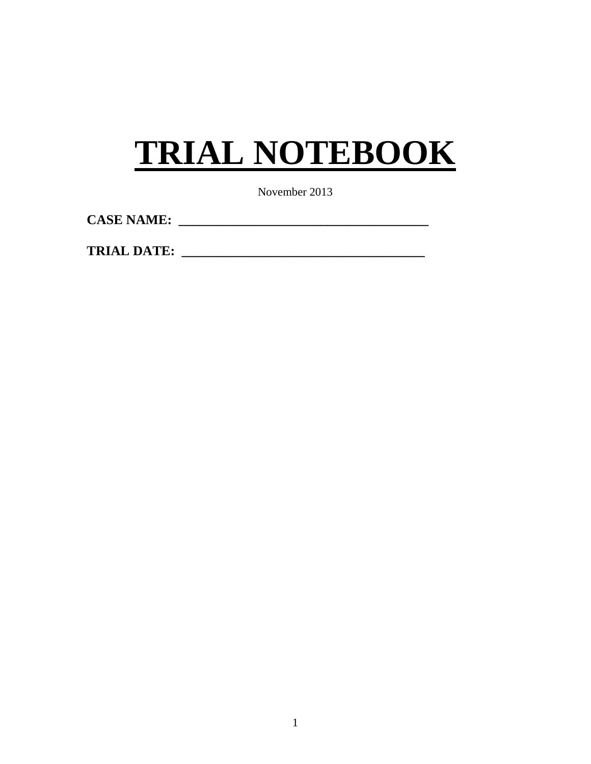# TRIAL NOTEBOOK

November 2013

**CASE NAME: ______________________________________**

**TRIAL DATE: ____________________________________**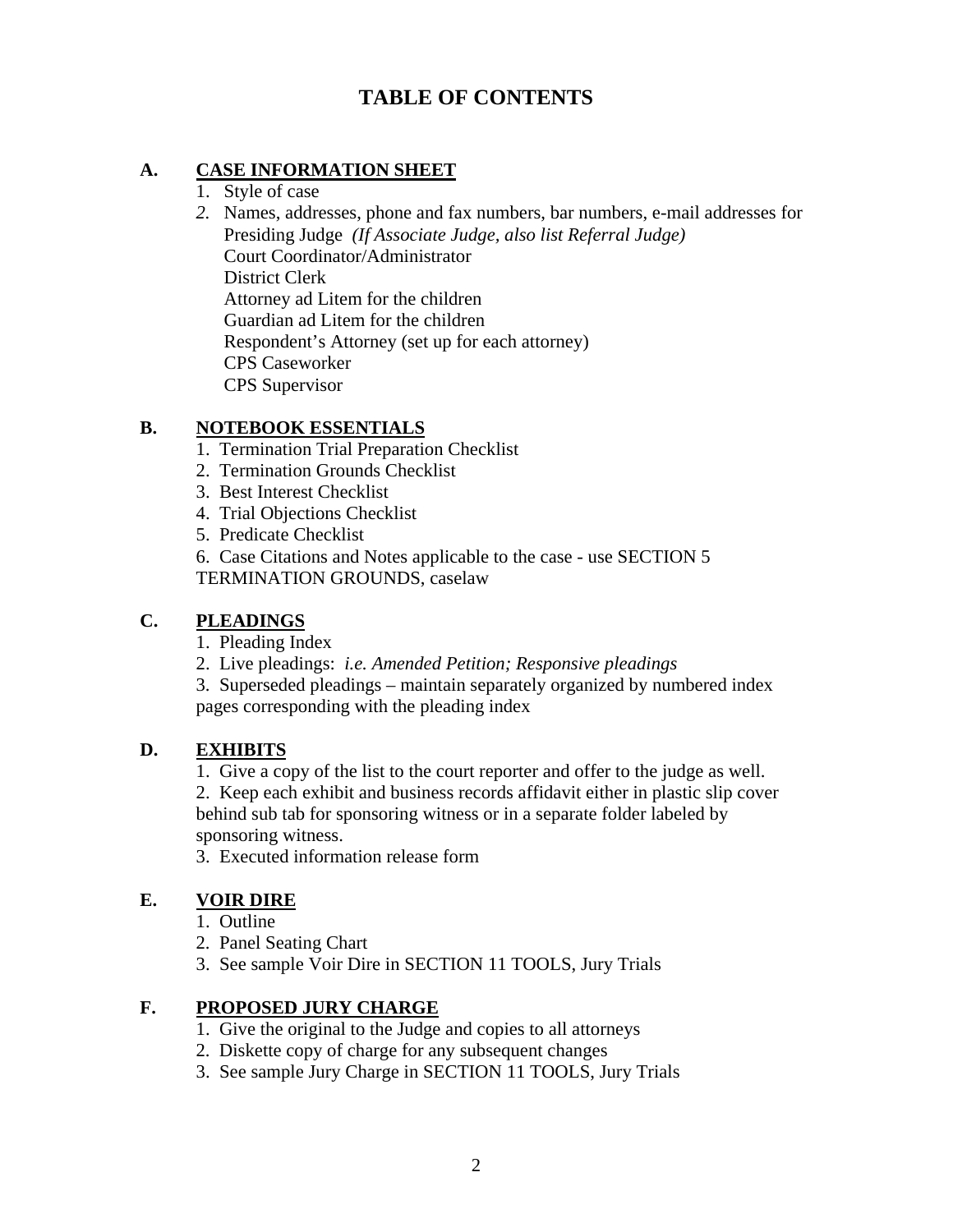# TABLE OF CONTENTS

## A. <u>CASE INFORMATION SHEET</u>

1. Style of case
2. Names, addresses, phone and fax numbers, bar numbers, e-mail addresses for
   Presiding Judge *(If Associate Judge, also list Referral Judge)*
   Court Coordinator/Administrator
   District Clerk
   Attorney ad Litem for the children
   Guardian ad Litem for the children
   Respondent's Attorney (set up for each attorney)
   CPS Caseworker
   CPS Supervisor

## B. <u>NOTEBOOK ESSENTIALS</u>

1. Termination Trial Preparation Checklist
2. Termination Grounds Checklist
3. Best Interest Checklist
4. Trial Objections Checklist
5. Predicate Checklist
6. Case Citations and Notes applicable to the case - use SECTION 5 TERMINATION GROUNDS, caselaw

## C. <u>PLEADINGS</u>

1. Pleading Index
2. Live pleadings: *i.e. Amended Petition; Responsive pleadings*
3. Superseded pleadings – maintain separately organized by numbered index pages corresponding with the pleading index

## D. <u>EXHIBITS</u>

1. Give a copy of the list to the court reporter and offer to the judge as well.
2. Keep each exhibit and business records affidavit either in plastic slip cover behind sub tab for sponsoring witness or in a separate folder labeled by sponsoring witness.
3. Executed information release form

## E. <u>VOIR DIRE</u>

1. Outline
2. Panel Seating Chart
3. See sample Voir Dire in SECTION 11 TOOLS, Jury Trials

## F. <u>PROPOSED JURY CHARGE</u>

1. Give the original to the Judge and copies to all attorneys
2. Diskette copy of charge for any subsequent changes
3. See sample Jury Charge in SECTION 11 TOOLS, Jury Trials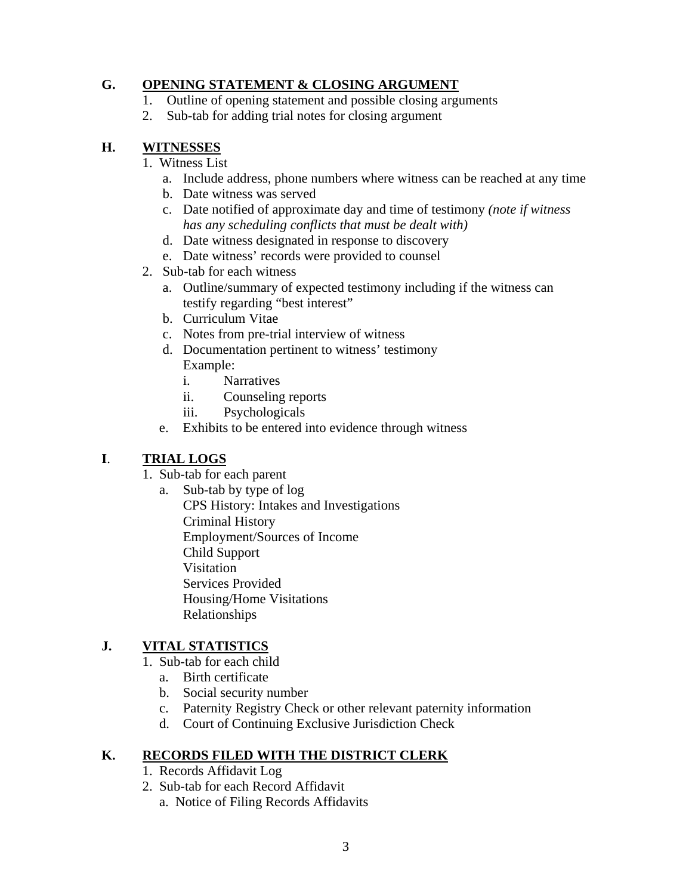## G. OPENING STATEMENT & CLOSING ARGUMENT

1. Outline of opening statement and possible closing arguments
2. Sub-tab for adding trial notes for closing argument

## H. WITNESSES

1. Witness List
   a. Include address, phone numbers where witness can be reached at any time
   b. Date witness was served
   c. Date notified of approximate day and time of testimony *(note if witness has any scheduling conflicts that must be dealt with)*
   d. Date witness designated in response to discovery
   e. Date witness' records were provided to counsel
2. Sub-tab for each witness
   a. Outline/summary of expected testimony including if the witness can testify regarding "best interest"
   b. Curriculum Vitae
   c. Notes from pre-trial interview of witness
   d. Documentation pertinent to witness' testimony
      Example:
      i. Narratives
      ii. Counseling reports
      iii. Psychologicals
   e. Exhibits to be entered into evidence through witness

## I. TRIAL LOGS

1. Sub-tab for each parent
   a. Sub-tab by type of log
      CPS History: Intakes and Investigations
      Criminal History
      Employment/Sources of Income
      Child Support
      Visitation
      Services Provided
      Housing/Home Visitations
      Relationships

## J. VITAL STATISTICS

1. Sub-tab for each child
   a. Birth certificate
   b. Social security number
   c. Paternity Registry Check or other relevant paternity information
   d. Court of Continuing Exclusive Jurisdiction Check

## K. RECORDS FILED WITH THE DISTRICT CLERK

1. Records Affidavit Log
2. Sub-tab for each Record Affidavit
   a. Notice of Filing Records Affidavits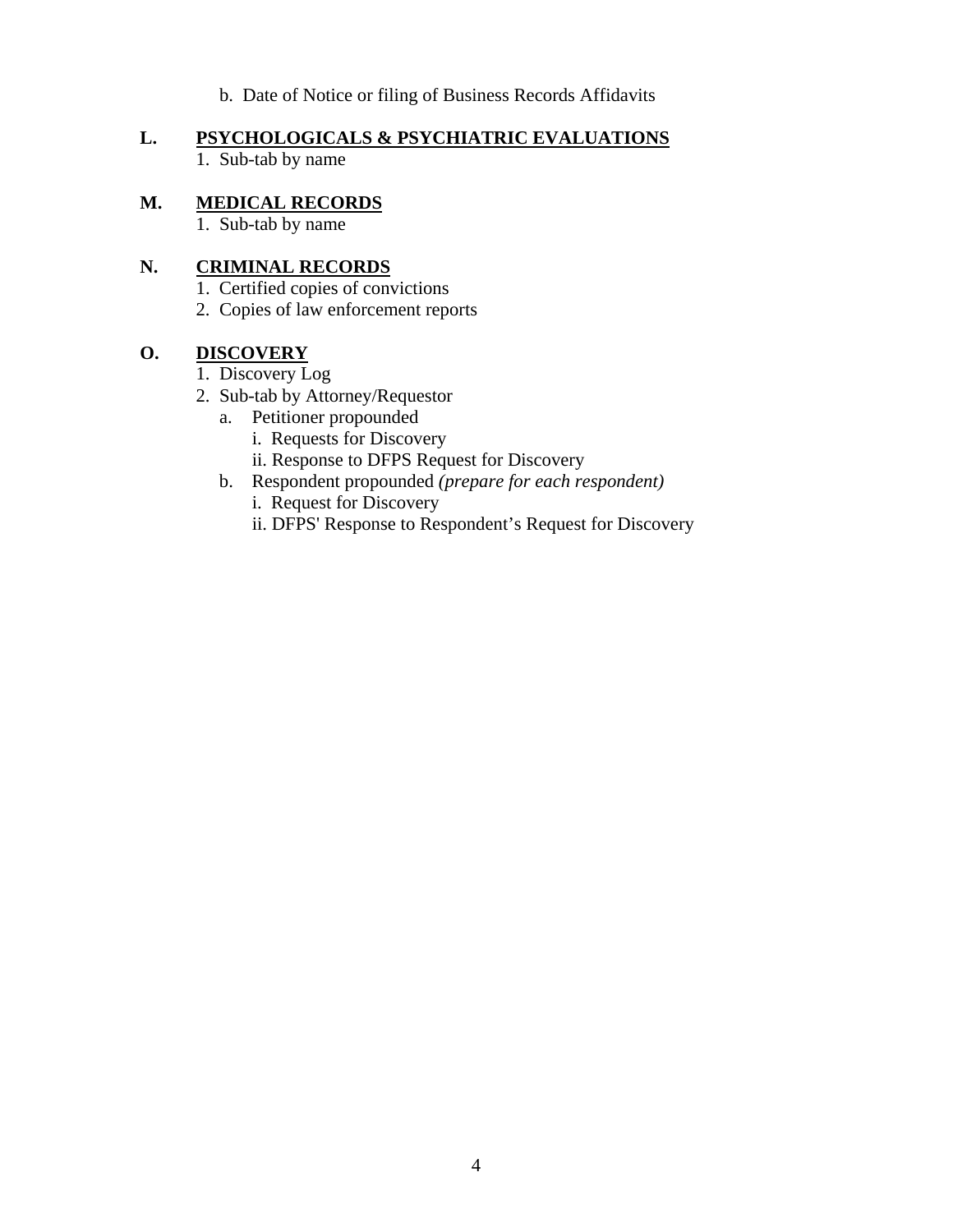b. Date of Notice or filing of Business Records Affidavits

**L. <u>PSYCHOLOGICALS & PSYCHIATRIC EVALUATIONS</u>**

1. Sub-tab by name

**M. <u>MEDICAL RECORDS</u>**

1. Sub-tab by name

**N. <u>CRIMINAL RECORDS</u>**

1. Certified copies of convictions
2. Copies of law enforcement reports

**O. <u>DISCOVERY</u>**

1. Discovery Log
2. Sub-tab by Attorney/Requestor
   a. Petitioner propounded
      i. Requests for Discovery
      ii. Response to DFPS Request for Discovery
   b. Respondent propounded *(prepare for each respondent)*
      i. Request for Discovery
      ii. DFPS' Response to Respondent's Request for Discovery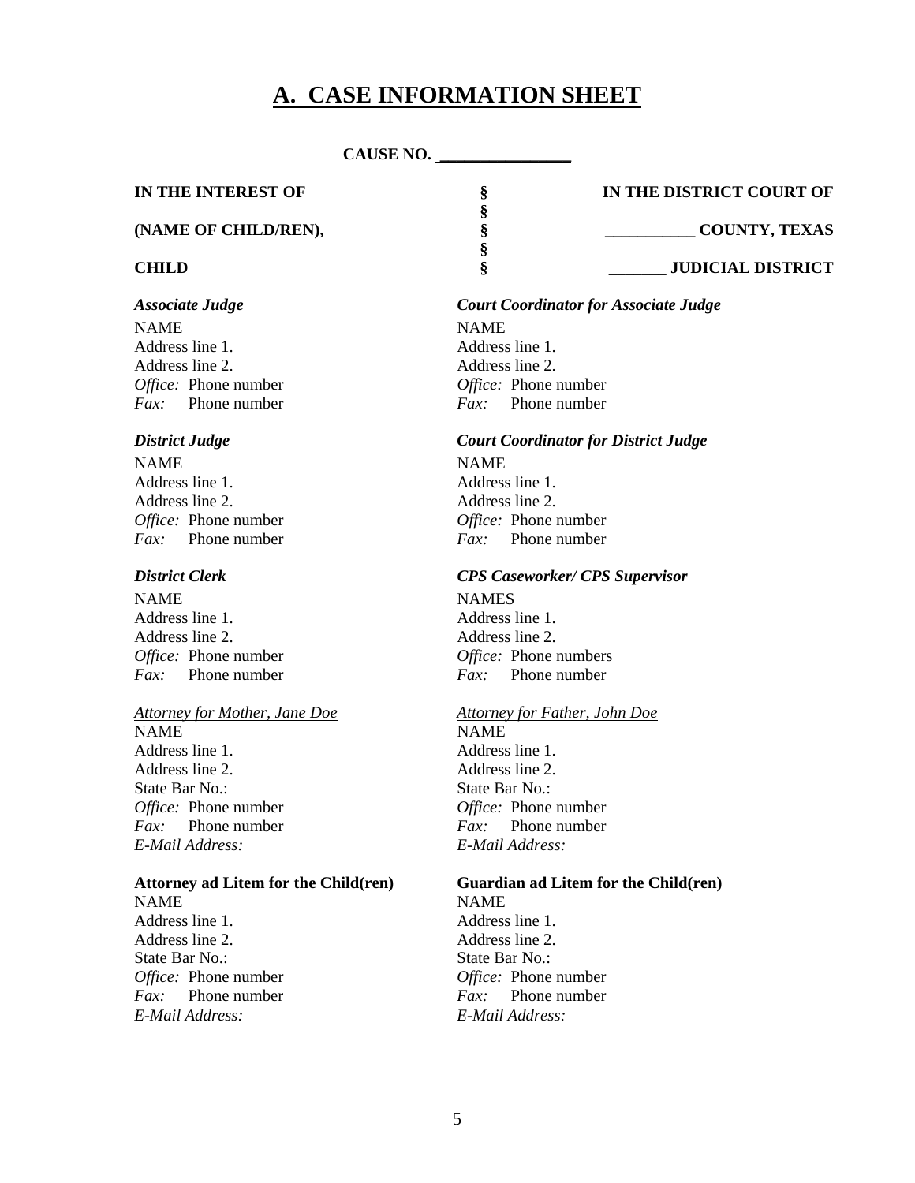# A. CASE INFORMATION SHEET

**CAUSE NO. _______________**

| | | |
|---|---|---|
| **IN THE INTEREST OF** | **§** | **IN THE DISTRICT COURT OF** |
| | **§** | |
| **(NAME OF CHILD/REN),** | **§** | **___________ COUNTY, TEXAS** |
| | **§** | |
| **CHILD** | **§** | **_______ JUDICIAL DISTRICT** |

***Associate Judge***
NAME
Address line 1.
Address line 2.
*Office:* Phone number
*Fax:* Phone number

***Court Coordinator for Associate Judge***
NAME
Address line 1.
Address line 2.
*Office:* Phone number
*Fax:* Phone number

***District Judge***
NAME
Address line 1.
Address line 2.
*Office:* Phone number
*Fax:* Phone number

***Court Coordinator for District Judge***
NAME
Address line 1.
Address line 2.
*Office:* Phone number
*Fax:* Phone number

***District Clerk***
NAME
Address line 1.
Address line 2.
*Office:* Phone number
*Fax:* Phone number

***CPS Caseworker/ CPS Supervisor***
NAMES
Address line 1.
Address line 2.
*Office:* Phone numbers
*Fax:* Phone number

*Attorney for Mother, Jane Doe*
NAME
Address line 1.
Address line 2.
State Bar No.:
*Office:* Phone number
*Fax:* Phone number
*E-Mail Address:*

*Attorney for Father, John Doe*
NAME
Address line 1.
Address line 2.
State Bar No.:
*Office:* Phone number
*Fax:* Phone number
*E-Mail Address:*

**Attorney ad Litem for the Child(ren)**
NAME
Address line 1.
Address line 2.
State Bar No.:
*Office:* Phone number
*Fax:* Phone number
*E-Mail Address:*

**Guardian ad Litem for the Child(ren)**
NAME
Address line 1.
Address line 2.
State Bar No.:
*Office:* Phone number
*Fax:* Phone number
*E-Mail Address:*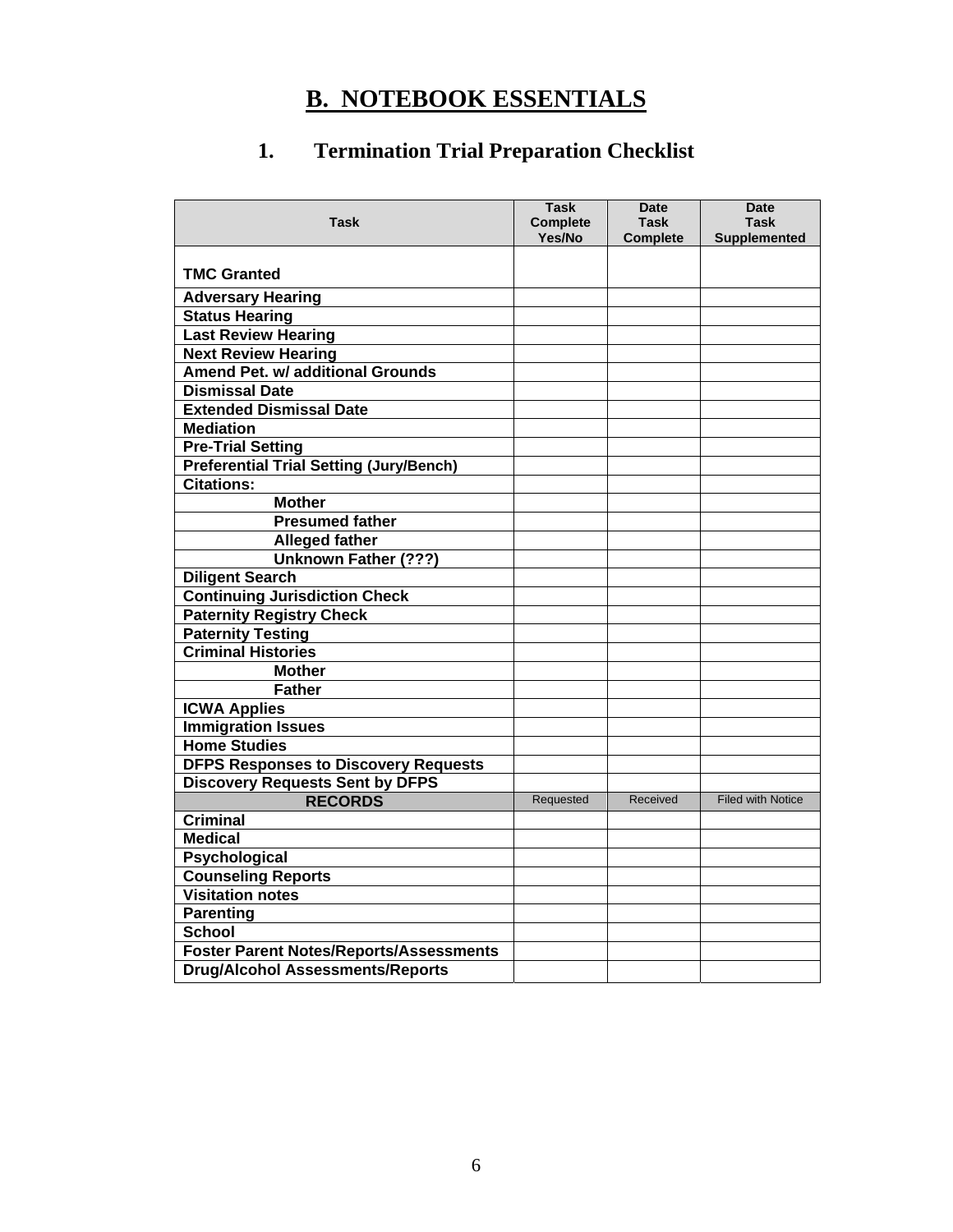# B. NOTEBOOK ESSENTIALS

## 1. Termination Trial Preparation Checklist

| Task | Task Complete Yes/No | Date Task Complete | Date Task Supplemented |
|---|---|---|---|
| TMC Granted | | | |
| Adversary Hearing | | | |
| Status Hearing | | | |
| Last Review Hearing | | | |
| Next Review Hearing | | | |
| Amend Pet. w/ additional Grounds | | | |
| Dismissal Date | | | |
| Extended Dismissal Date | | | |
| Mediation | | | |
| Pre-Trial Setting | | | |
| Preferential Trial Setting (Jury/Bench) | | | |
| Citations: | | | |
| Mother | | | |
| Presumed father | | | |
| Alleged father | | | |
| Unknown Father (???) | | | |
| Diligent Search | | | |
| Continuing Jurisdiction Check | | | |
| Paternity Registry Check | | | |
| Paternity Testing | | | |
| Criminal Histories | | | |
| Mother | | | |
| Father | | | |
| ICWA Applies | | | |
| Immigration Issues | | | |
| Home Studies | | | |
| DFPS Responses to Discovery Requests | | | |
| Discovery Requests Sent by DFPS | | | |
| **RECORDS** | Requested | Received | Filed with Notice |
| Criminal | | | |
| Medical | | | |
| Psychological | | | |
| Counseling Reports | | | |
| Visitation notes | | | |
| Parenting | | | |
| School | | | |
| Foster Parent Notes/Reports/Assessments | | | |
| Drug/Alcohol Assessments/Reports | | | |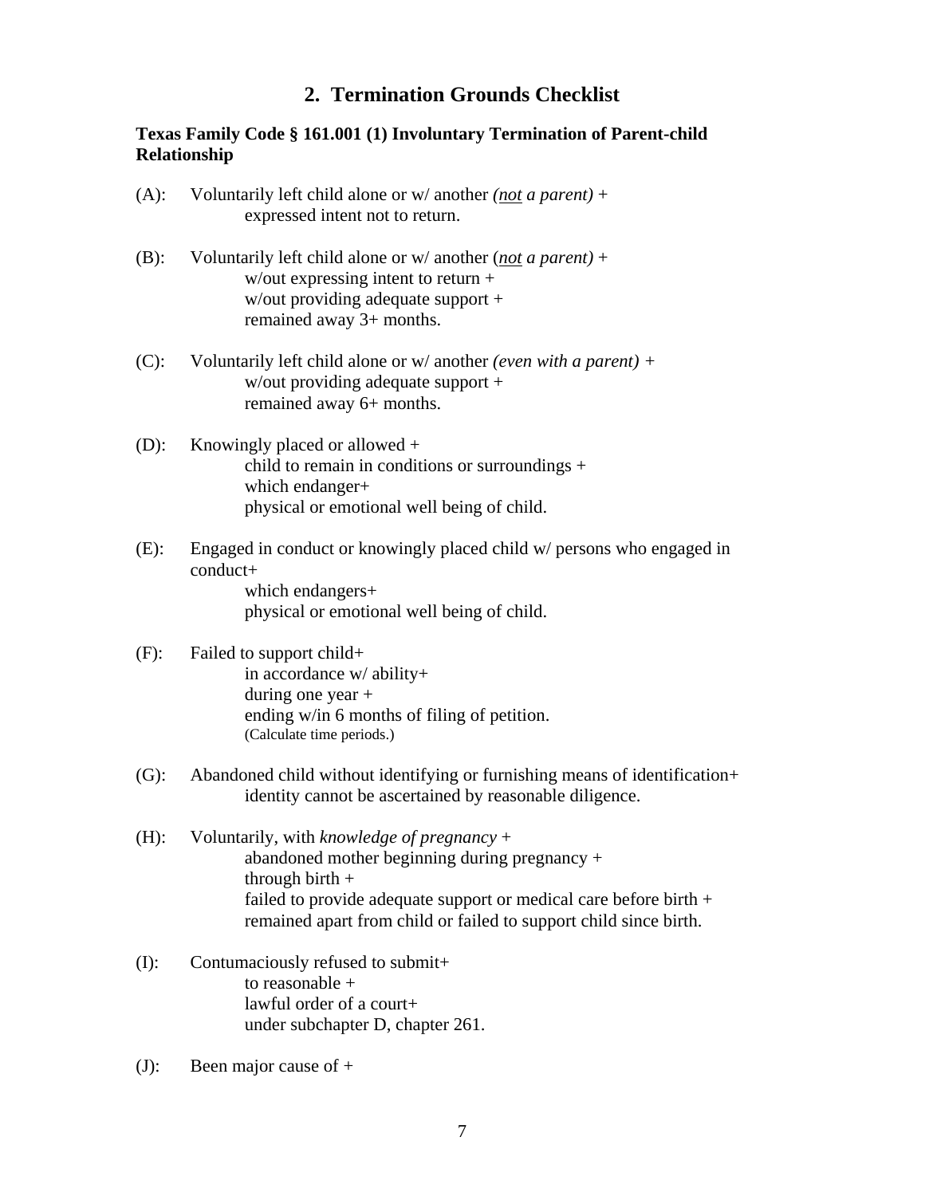## 2. Termination Grounds Checklist

**Texas Family Code § 161.001 (1) Involuntary Termination of Parent-child Relationship**

(A): Voluntarily left child alone or w/ another *(<u>not</u> a parent)* +
  expressed intent not to return.

(B): Voluntarily left child alone or w/ another (*<u>not</u> a parent)* +
  w/out expressing intent to return +
  w/out providing adequate support +
  remained away 3+ months.

(C): Voluntarily left child alone or w/ another *(even with a parent)* +
  w/out providing adequate support +
  remained away 6+ months.

(D): Knowingly placed or allowed +
  child to remain in conditions or surroundings +
  which endanger+
  physical or emotional well being of child.

(E): Engaged in conduct or knowingly placed child w/ persons who engaged in conduct+
  which endangers+
  physical or emotional well being of child.

(F): Failed to support child+
  in accordance w/ ability+
  during one year +
  ending w/in 6 months of filing of petition.
  (Calculate time periods.)

(G): Abandoned child without identifying or furnishing means of identification+
  identity cannot be ascertained by reasonable diligence.

(H): Voluntarily, with *knowledge of pregnancy* +
  abandoned mother beginning during pregnancy +
  through birth +
  failed to provide adequate support or medical care before birth +
  remained apart from child or failed to support child since birth.

(I): Contumaciously refused to submit+
  to reasonable +
  lawful order of a court+
  under subchapter D, chapter 261.

(J): Been major cause of +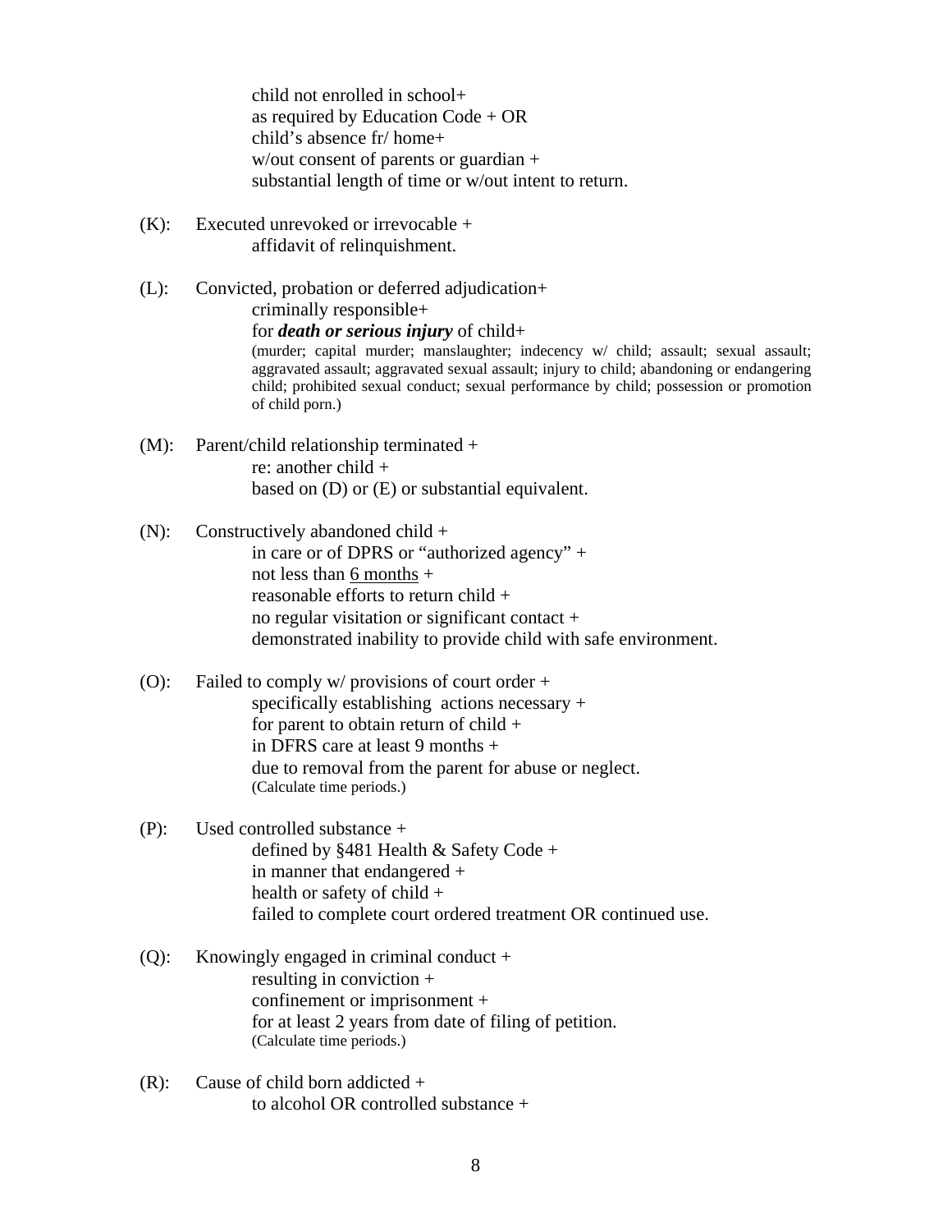child not enrolled in school+
as required by Education Code + OR
child's absence fr/ home+
w/out consent of parents or guardian +
substantial length of time or w/out intent to return.

(K): Executed unrevoked or irrevocable +
affidavit of relinquishment.

(L): Convicted, probation or deferred adjudication+
criminally responsible+
for ***death or serious injury*** of child+
(murder; capital murder; manslaughter; indecency w/ child; assault; sexual assault; aggravated assault; aggravated sexual assault; injury to child; abandoning or endangering child; prohibited sexual conduct; sexual performance by child; possession or promotion of child porn.)

(M): Parent/child relationship terminated +
re: another child +
based on (D) or (E) or substantial equivalent.

(N): Constructively abandoned child +
in care or of DPRS or "authorized agency" +
not less than 6 months +
reasonable efforts to return child +
no regular visitation or significant contact +
demonstrated inability to provide child with safe environment.

(O): Failed to comply w/ provisions of court order +
specifically establishing actions necessary +
for parent to obtain return of child +
in DFRS care at least 9 months +
due to removal from the parent for abuse or neglect.
(Calculate time periods.)

(P): Used controlled substance +
defined by §481 Health & Safety Code +
in manner that endangered +
health or safety of child +
failed to complete court ordered treatment OR continued use.

(Q): Knowingly engaged in criminal conduct +
resulting in conviction +
confinement or imprisonment +
for at least 2 years from date of filing of petition.
(Calculate time periods.)

(R): Cause of child born addicted +
to alcohol OR controlled substance +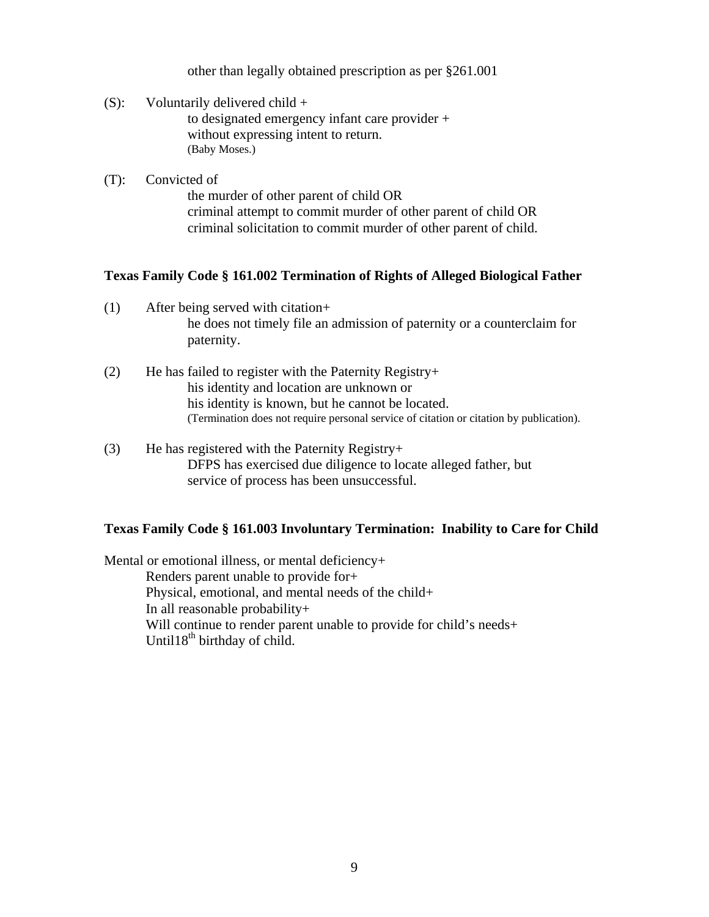other than legally obtained prescription as per §261.001

(S): Voluntarily delivered child +
to designated emergency infant care provider +
without expressing intent to return.
(Baby Moses.)

(T): Convicted of
the murder of other parent of child OR
criminal attempt to commit murder of other parent of child OR
criminal solicitation to commit murder of other parent of child.

**Texas Family Code § 161.002 Termination of Rights of Alleged Biological Father**

(1) After being served with citation+
he does not timely file an admission of paternity or a counterclaim for paternity.

(2) He has failed to register with the Paternity Registry+
his identity and location are unknown or
his identity is known, but he cannot be located.
(Termination does not require personal service of citation or citation by publication).

(3) He has registered with the Paternity Registry+
DFPS has exercised due diligence to locate alleged father, but
service of process has been unsuccessful.

**Texas Family Code § 161.003 Involuntary Termination: Inability to Care for Child**

Mental or emotional illness, or mental deficiency+
Renders parent unable to provide for+
Physical, emotional, and mental needs of the child+
In all reasonable probability+
Will continue to render parent unable to provide for child's needs+
Until18th birthday of child.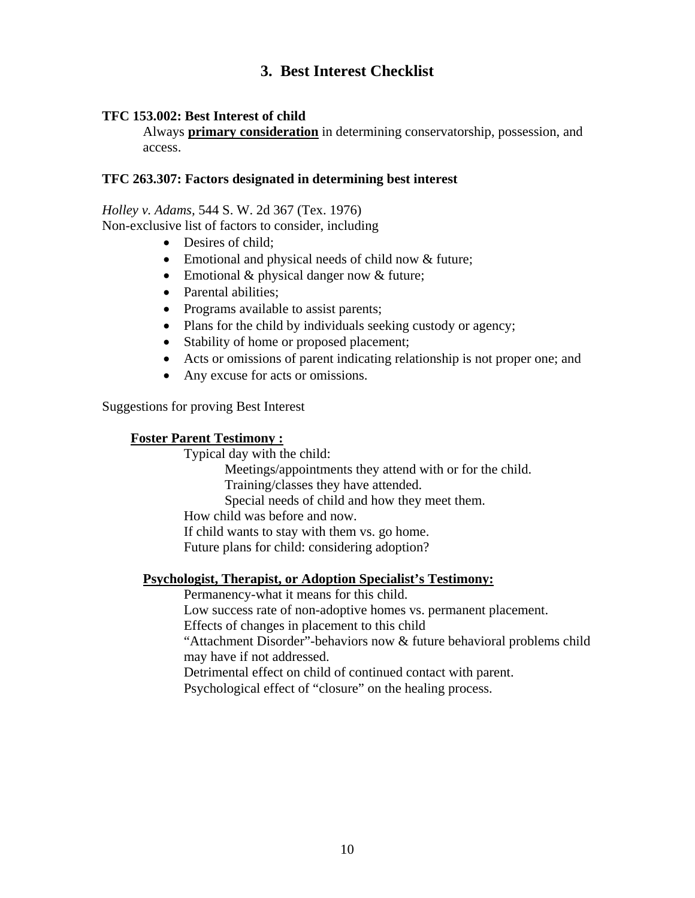## 3. Best Interest Checklist

**TFC 153.002: Best Interest of child**

Always **<u>primary consideration</u>** in determining conservatorship, possession, and access.

**TFC 263.307: Factors designated in determining best interest**

*Holley v. Adams*, 544 S. W. 2d 367 (Tex. 1976)
Non-exclusive list of factors to consider, including

- Desires of child;
- Emotional and physical needs of child now & future;
- Emotional & physical danger now & future;
- Parental abilities;
- Programs available to assist parents;
- Plans for the child by individuals seeking custody or agency;
- Stability of home or proposed placement;
- Acts or omissions of parent indicating relationship is not proper one; and
- Any excuse for acts or omissions.

Suggestions for proving Best Interest

**<u>Foster Parent Testimony :</u>**

Typical day with the child:

Meetings/appointments they attend with or for the child.
Training/classes they have attended.
Special needs of child and how they meet them.

How child was before and now.
If child wants to stay with them vs. go home.
Future plans for child: considering adoption?

**<u>Psychologist, Therapist, or Adoption Specialist's Testimony:</u>**

Permanency-what it means for this child.
Low success rate of non-adoptive homes vs. permanent placement.
Effects of changes in placement to this child
"Attachment Disorder"-behaviors now & future behavioral problems child may have if not addressed.
Detrimental effect on child of continued contact with parent.
Psychological effect of "closure" on the healing process.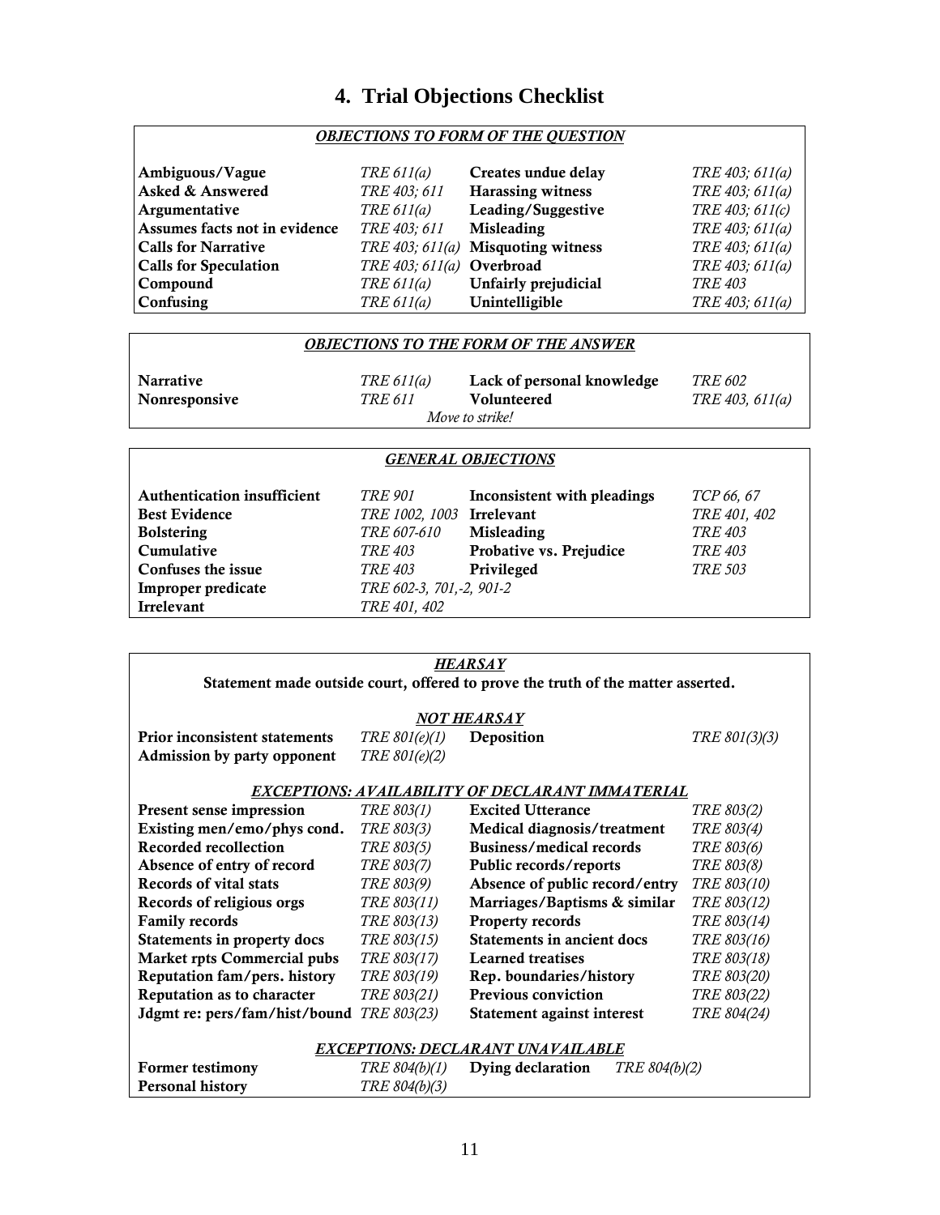# 4. Trial Objections Checklist

| *OBJECTIONS TO FORM OF THE QUESTION* | | | |
|---|---|---|---|
| **Ambiguous/Vague** | *TRE 611(a)* | **Creates undue delay** | *TRE 403; 611(a)* |
| **Asked & Answered** | *TRE 403; 611* | **Harassing witness** | *TRE 403; 611(a)* |
| **Argumentative** | *TRE 611(a)* | **Leading/Suggestive** | *TRE 403; 611(c)* |
| **Assumes facts not in evidence** | *TRE 403; 611* | **Misleading** | *TRE 403; 611(a)* |
| **Calls for Narrative** | *TRE 403; 611(a)* | **Misquoting witness** | *TRE 403; 611(a)* |
| **Calls for Speculation** | *TRE 403; 611(a)* | **Overbroad** | *TRE 403; 611(a)* |
| **Compound** | *TRE 611(a)* | **Unfairly prejudicial** | *TRE 403* |
| **Confusing** | *TRE 611(a)* | **Unintelligible** | *TRE 403; 611(a)* |

| *OBJECTIONS TO THE FORM OF THE ANSWER* | | | |
|---|---|---|---|
| **Narrative** | *TRE 611(a)* | **Lack of personal knowledge** | *TRE 602* |
| **Nonresponsive** | *TRE 611* | **Volunteered** | *TRE 403, 611(a)* |
| | *Move to strike!* | | |

| *GENERAL OBJECTIONS* | | | |
|---|---|---|---|
| **Authentication insufficient** | *TRE 901* | **Inconsistent with pleadings** | *TCP 66, 67* |
| **Best Evidence** | *TRE 1002, 1003* | **Irrelevant** | *TRE 401, 402* |
| **Bolstering** | *TRE 607-610* | **Misleading** | *TRE 403* |
| **Cumulative** | *TRE 403* | **Probative vs. Prejudice** | *TRE 403* |
| **Confuses the issue** | *TRE 403* | **Privileged** | *TRE 503* |
| **Improper predicate** | *TRE 602-3, 701,-2, 901-2* | | |
| **Irrelevant** | *TRE 401, 402* | | |

| *HEARSAY* | | | |
|---|---|---|---|
| **Statement made outside court, offered to prove the truth of the matter asserted.** | | | |
| *NOT HEARSAY* | | | |
| **Prior inconsistent statements** | *TRE 801(e)(1)* | **Deposition** | *TRE 801(3)(3)* |
| **Admission by party opponent** | *TRE 801(e)(2)* | | |
| *EXCEPTIONS: AVAILABILITY OF DECLARANT IMMATERIAL* | | | |
| **Present sense impression** | *TRE 803(1)* | **Excited Utterance** | *TRE 803(2)* |
| **Existing men/emo/phys cond.** | *TRE 803(3)* | **Medical diagnosis/treatment** | *TRE 803(4)* |
| **Recorded recollection** | *TRE 803(5)* | **Business/medical records** | *TRE 803(6)* |
| **Absence of entry of record** | *TRE 803(7)* | **Public records/reports** | *TRE 803(8)* |
| **Records of vital stats** | *TRE 803(9)* | **Absence of public record/entry** | *TRE 803(10)* |
| **Records of religious orgs** | *TRE 803(11)* | **Marriages/Baptisms & similar** | *TRE 803(12)* |
| **Family records** | *TRE 803(13)* | **Property records** | *TRE 803(14)* |
| **Statements in property docs** | *TRE 803(15)* | **Statements in ancient docs** | *TRE 803(16)* |
| **Market rpts Commercial pubs** | *TRE 803(17)* | **Learned treatises** | *TRE 803(18)* |
| **Reputation fam/pers. history** | *TRE 803(19)* | **Rep. boundaries/history** | *TRE 803(20)* |
| **Reputation as to character** | *TRE 803(21)* | **Previous conviction** | *TRE 803(22)* |
| **Jdgmt re: pers/fam/hist/bound** | *TRE 803(23)* | **Statement against interest** | *TRE 804(24)* |
| *EXCEPTIONS: DECLARANT UNAVAILABLE* | | | |
| **Former testimony** | *TRE 804(b)(1)* | **Dying declaration** | *TRE 804(b)(2)* |
| **Personal history** | *TRE 804(b)(3)* | | |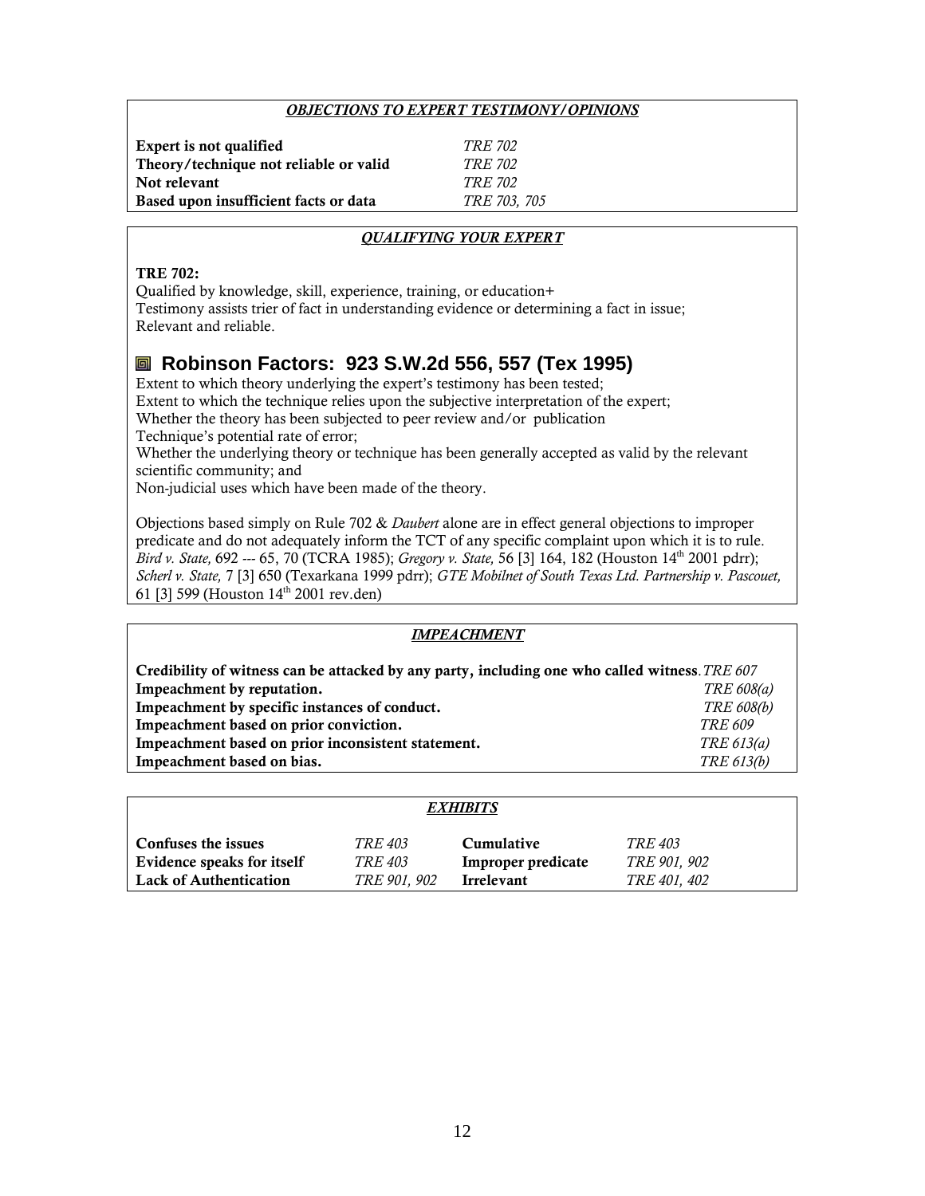### *OBJECTIONS TO EXPERT TESTIMONY/OPINIONS*

| | |
|---|---|
| **Expert is not qualified** | *TRE 702* |
| **Theory/technique not reliable or valid** | *TRE 702* |
| **Not relevant** | *TRE 702* |
| **Based upon insufficient facts or data** | *TRE 703, 705* |

### *QUALIFYING YOUR EXPERT*

**TRE 702:**
Qualified by knowledge, skill, experience, training, or education+
Testimony assists trier of fact in understanding evidence or determining a fact in issue;
Relevant and reliable.

## Robinson Factors: 923 S.W.2d 556, 557 (Tex 1995)

Extent to which theory underlying the expert's testimony has been tested;
Extent to which the technique relies upon the subjective interpretation of the expert;
Whether the theory has been subjected to peer review and/or publication
Technique's potential rate of error;
Whether the underlying theory or technique has been generally accepted as valid by the relevant scientific community; and
Non-judicial uses which have been made of the theory.

Objections based simply on Rule 702 & *Daubert* alone are in effect general objections to improper predicate and do not adequately inform the TCT of any specific complaint upon which it is to rule. *Bird v. State,* 692 --- 65, 70 (TCRA 1985); *Gregory v. State,* 56 [3] 164, 182 (Houston 14th 2001 pdrr); *Scherl v. State,* 7 [3] 650 (Texarkana 1999 pdrr); *GTE Mobilnet of South Texas Ltd. Partnership v. Pascouet,* 61 [3] 599 (Houston 14th 2001 rev.den)

### *IMPEACHMENT*

| | |
|---|---|
| **Credibility of witness can be attacked by any party, including one who called witness**. | *TRE 607* |
| **Impeachment by reputation.** | *TRE 608(a)* |
| **Impeachment by specific instances of conduct.** | *TRE 608(b)* |
| **Impeachment based on prior conviction.** | *TRE 609* |
| **Impeachment based on prior inconsistent statement.** | *TRE 613(a)* |
| **Impeachment based on bias.** | *TRE 613(b)* |

### *EXHIBITS*

| | | | |
|---|---|---|---|
| **Confuses the issues** | *TRE 403* | **Cumulative** | *TRE 403* |
| **Evidence speaks for itself** | *TRE 403* | **Improper predicate** | *TRE 901, 902* |
| **Lack of Authentication** | *TRE 901, 902* | **Irrelevant** | *TRE 401, 402* |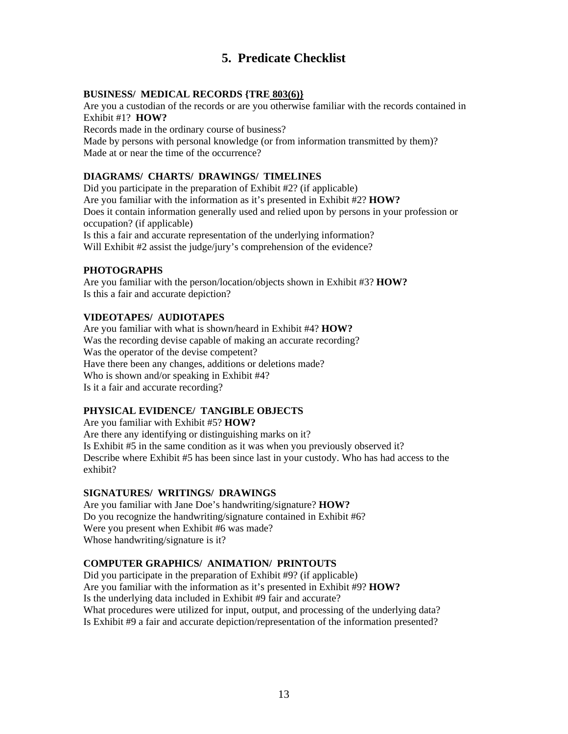## 5. Predicate Checklist

**BUSINESS/ MEDICAL RECORDS {TRE 803(6)}**

Are you a custodian of the records or are you otherwise familiar with the records contained in Exhibit #1? **HOW?**
Records made in the ordinary course of business?
Made by persons with personal knowledge (or from information transmitted by them)?
Made at or near the time of the occurrence?

**DIAGRAMS/ CHARTS/ DRAWINGS/ TIMELINES**

Did you participate in the preparation of Exhibit #2? (if applicable)
Are you familiar with the information as it's presented in Exhibit #2? **HOW?**
Does it contain information generally used and relied upon by persons in your profession or occupation? (if applicable)
Is this a fair and accurate representation of the underlying information?
Will Exhibit #2 assist the judge/jury's comprehension of the evidence?

**PHOTOGRAPHS**

Are you familiar with the person/location/objects shown in Exhibit #3? **HOW?**
Is this a fair and accurate depiction?

**VIDEOTAPES/ AUDIOTAPES**

Are you familiar with what is shown/heard in Exhibit #4? **HOW?**
Was the recording devise capable of making an accurate recording?
Was the operator of the devise competent?
Have there been any changes, additions or deletions made?
Who is shown and/or speaking in Exhibit #4?
Is it a fair and accurate recording?

**PHYSICAL EVIDENCE/ TANGIBLE OBJECTS**

Are you familiar with Exhibit #5? **HOW?**
Are there any identifying or distinguishing marks on it?
Is Exhibit #5 in the same condition as it was when you previously observed it?
Describe where Exhibit #5 has been since last in your custody. Who has had access to the exhibit?

**SIGNATURES/ WRITINGS/ DRAWINGS**

Are you familiar with Jane Doe's handwriting/signature? **HOW?**
Do you recognize the handwriting/signature contained in Exhibit #6?
Were you present when Exhibit #6 was made?
Whose handwriting/signature is it?

**COMPUTER GRAPHICS/ ANIMATION/ PRINTOUTS**

Did you participate in the preparation of Exhibit #9? (if applicable)
Are you familiar with the information as it's presented in Exhibit #9? **HOW?**
Is the underlying data included in Exhibit #9 fair and accurate?
What procedures were utilized for input, output, and processing of the underlying data?
Is Exhibit #9 a fair and accurate depiction/representation of the information presented?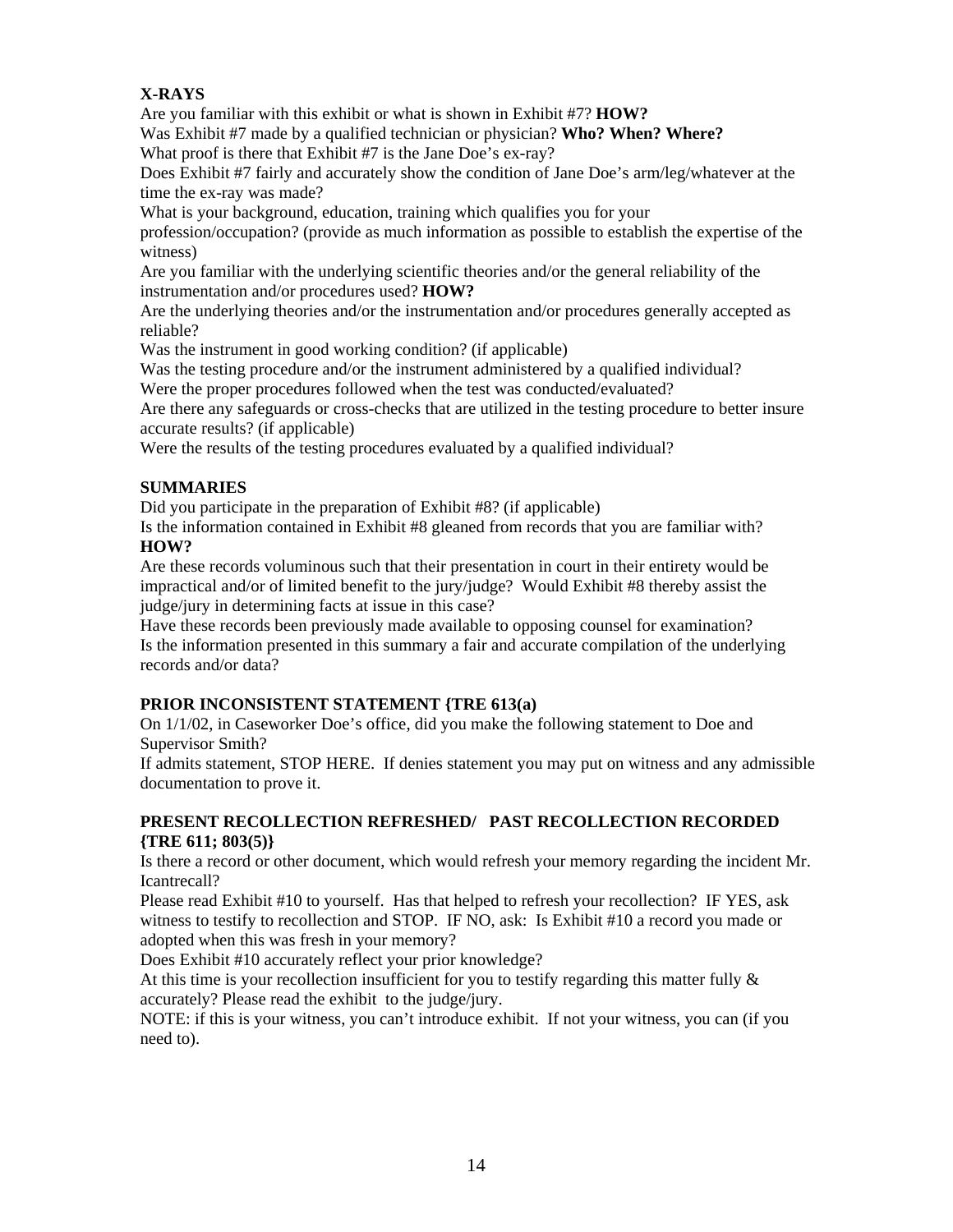**X-RAYS**

Are you familiar with this exhibit or what is shown in Exhibit #7? **HOW?**
Was Exhibit #7 made by a qualified technician or physician? **Who? When? Where?**
What proof is there that Exhibit #7 is the Jane Doe's ex-ray?
Does Exhibit #7 fairly and accurately show the condition of Jane Doe's arm/leg/whatever at the time the ex-ray was made?
What is your background, education, training which qualifies you for your profession/occupation? (provide as much information as possible to establish the expertise of the witness)
Are you familiar with the underlying scientific theories and/or the general reliability of the instrumentation and/or procedures used? **HOW?**
Are the underlying theories and/or the instrumentation and/or procedures generally accepted as reliable?
Was the instrument in good working condition? (if applicable)
Was the testing procedure and/or the instrument administered by a qualified individual?
Were the proper procedures followed when the test was conducted/evaluated?
Are there any safeguards or cross-checks that are utilized in the testing procedure to better insure accurate results? (if applicable)
Were the results of the testing procedures evaluated by a qualified individual?

**SUMMARIES**

Did you participate in the preparation of Exhibit #8? (if applicable)
Is the information contained in Exhibit #8 gleaned from records that you are familiar with? **HOW?**
Are these records voluminous such that their presentation in court in their entirety would be impractical and/or of limited benefit to the jury/judge? Would Exhibit #8 thereby assist the judge/jury in determining facts at issue in this case?
Have these records been previously made available to opposing counsel for examination?
Is the information presented in this summary a fair and accurate compilation of the underlying records and/or data?

**PRIOR INCONSISTENT STATEMENT {TRE 613(a)**

On 1/1/02, in Caseworker Doe's office, did you make the following statement to Doe and Supervisor Smith?
If admits statement, STOP HERE. If denies statement you may put on witness and any admissible documentation to prove it.

**PRESENT RECOLLECTION REFRESHED/ PAST RECOLLECTION RECORDED {TRE 611; 803(5)}**

Is there a record or other document, which would refresh your memory regarding the incident Mr. Icantrecall?
Please read Exhibit #10 to yourself. Has that helped to refresh your recollection? IF YES, ask witness to testify to recollection and STOP. IF NO, ask: Is Exhibit #10 a record you made or adopted when this was fresh in your memory?
Does Exhibit #10 accurately reflect your prior knowledge?
At this time is your recollection insufficient for you to testify regarding this matter fully & accurately? Please read the exhibit to the judge/jury.
NOTE: if this is your witness, you can't introduce exhibit. If not your witness, you can (if you need to).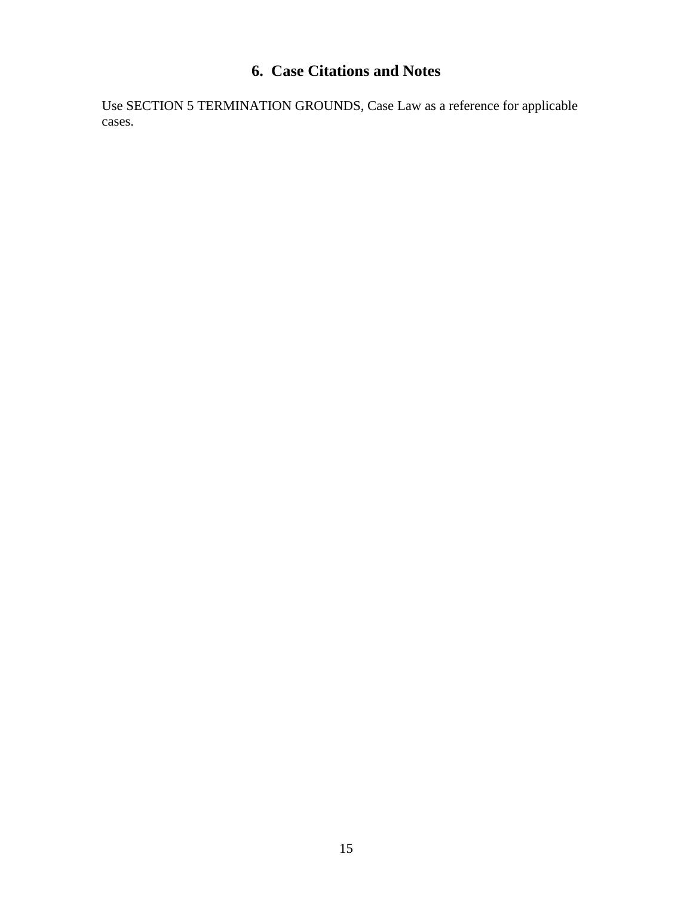## 6. Case Citations and Notes

Use SECTION 5 TERMINATION GROUNDS, Case Law as a reference for applicable cases.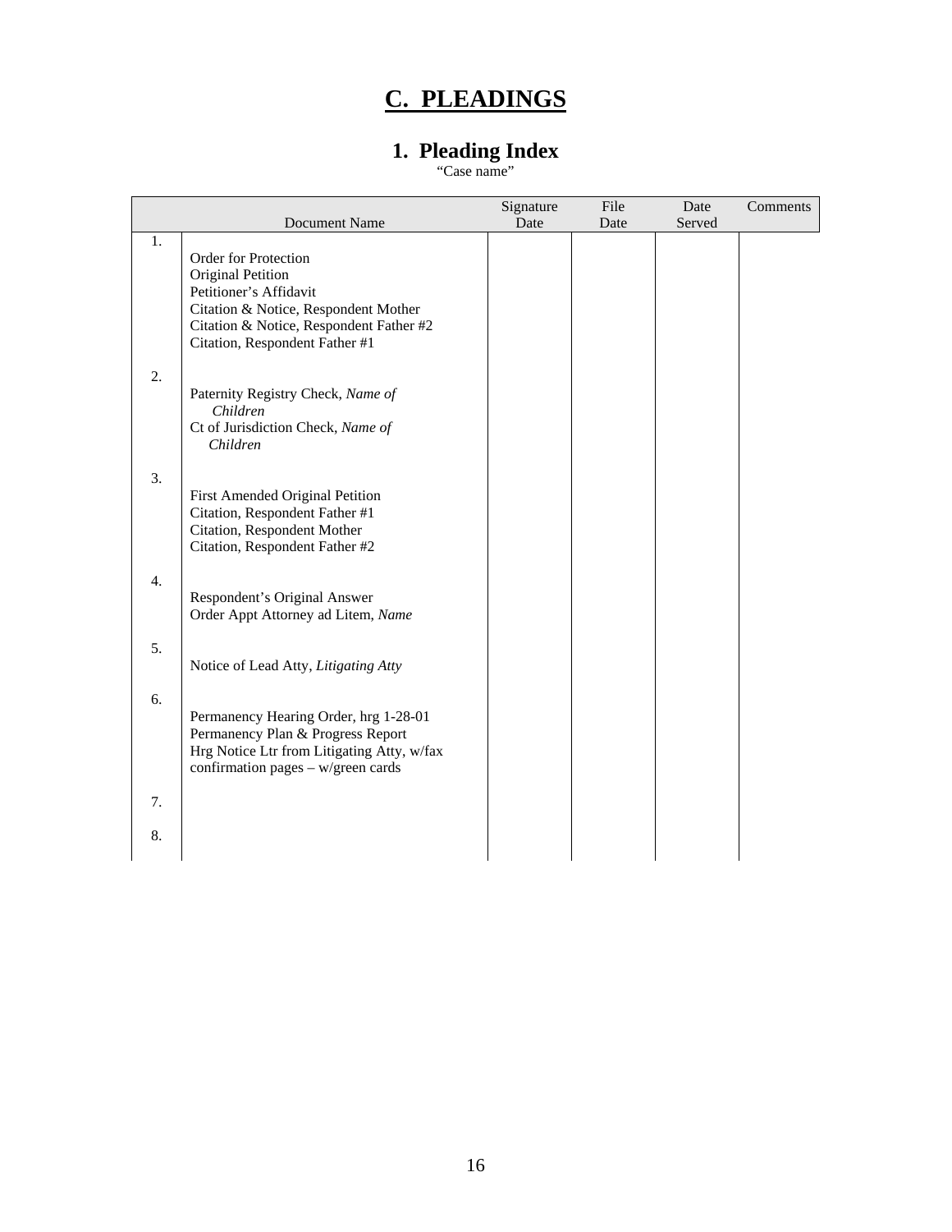# C. PLEADINGS

## 1. Pleading Index

"Case name"

| | Document Name | Signature Date | File Date | Date Served | Comments |
|---|---|---|---|---|---|
| 1. | Order for Protection<br>Original Petition<br>Petitioner's Affidavit<br>Citation & Notice, Respondent Mother<br>Citation & Notice, Respondent Father #2<br>Citation, Respondent Father #1 | | | | |
| 2. | Paternity Registry Check, *Name of Children*<br>Ct of Jurisdiction Check, *Name of Children* | | | | |
| 3. | First Amended Original Petition<br>Citation, Respondent Father #1<br>Citation, Respondent Mother<br>Citation, Respondent Father #2 | | | | |
| 4. | Respondent's Original Answer<br>Order Appt Attorney ad Litem, *Name* | | | | |
| 5. | Notice of Lead Atty, *Litigating Atty* | | | | |
| 6. | Permanency Hearing Order, hrg 1-28-01<br>Permanency Plan & Progress Report<br>Hrg Notice Ltr from Litigating Atty, w/fax confirmation pages – w/green cards | | | | |
| 7. | | | | | |
| 8. | | | | | |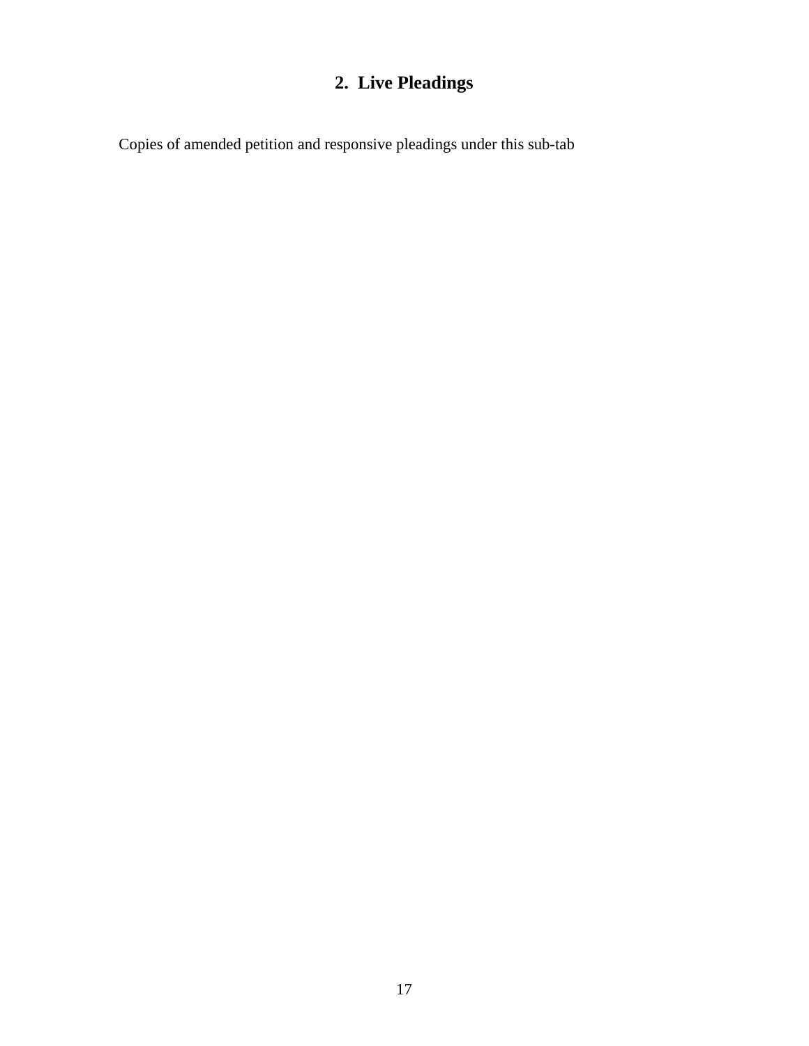## 2. Live Pleadings

Copies of amended petition and responsive pleadings under this sub-tab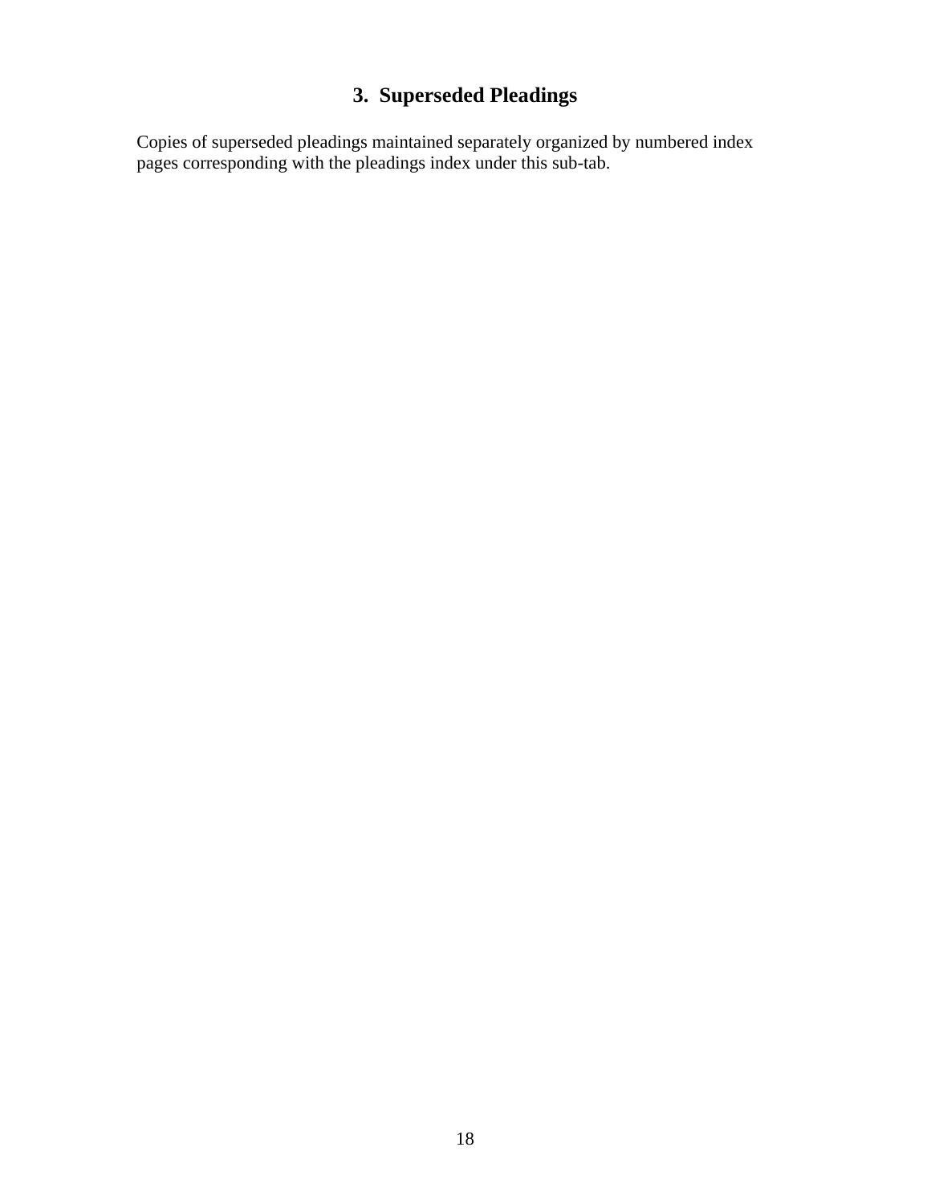## 3. Superseded Pleadings

Copies of superseded pleadings maintained separately organized by numbered index pages corresponding with the pleadings index under this sub-tab.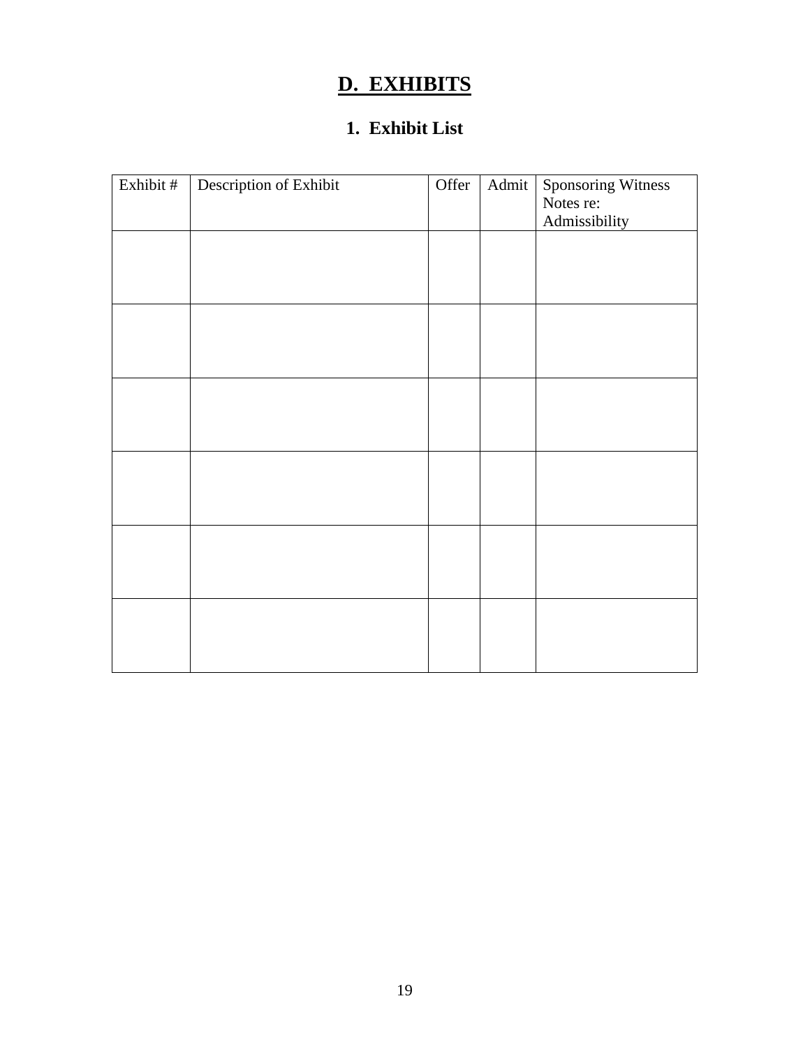# D. EXHIBITS

## 1. Exhibit List

| Exhibit # | Description of Exhibit | Offer | Admit | Sponsoring Witness Notes re: Admissibility |
|---|---|---|---|---|
| | | | | |
| | | | | |
| | | | | |
| | | | | |
| | | | | |
| | | | | |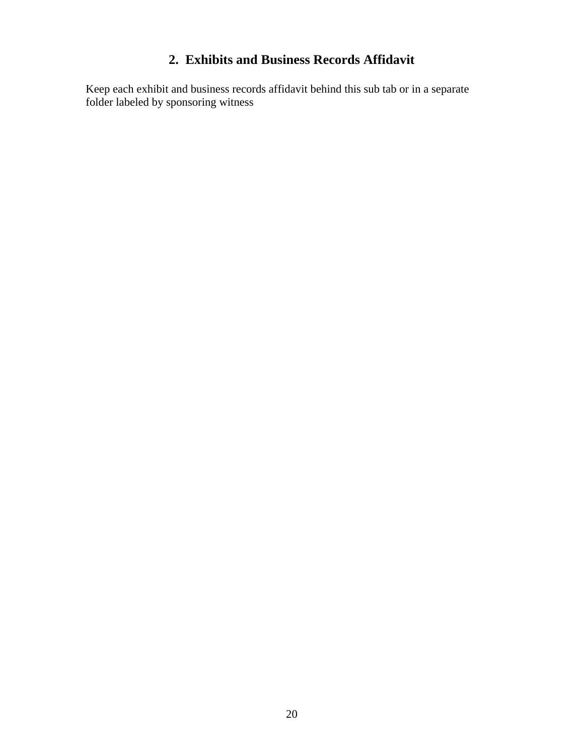## 2. Exhibits and Business Records Affidavit

Keep each exhibit and business records affidavit behind this sub tab or in a separate folder labeled by sponsoring witness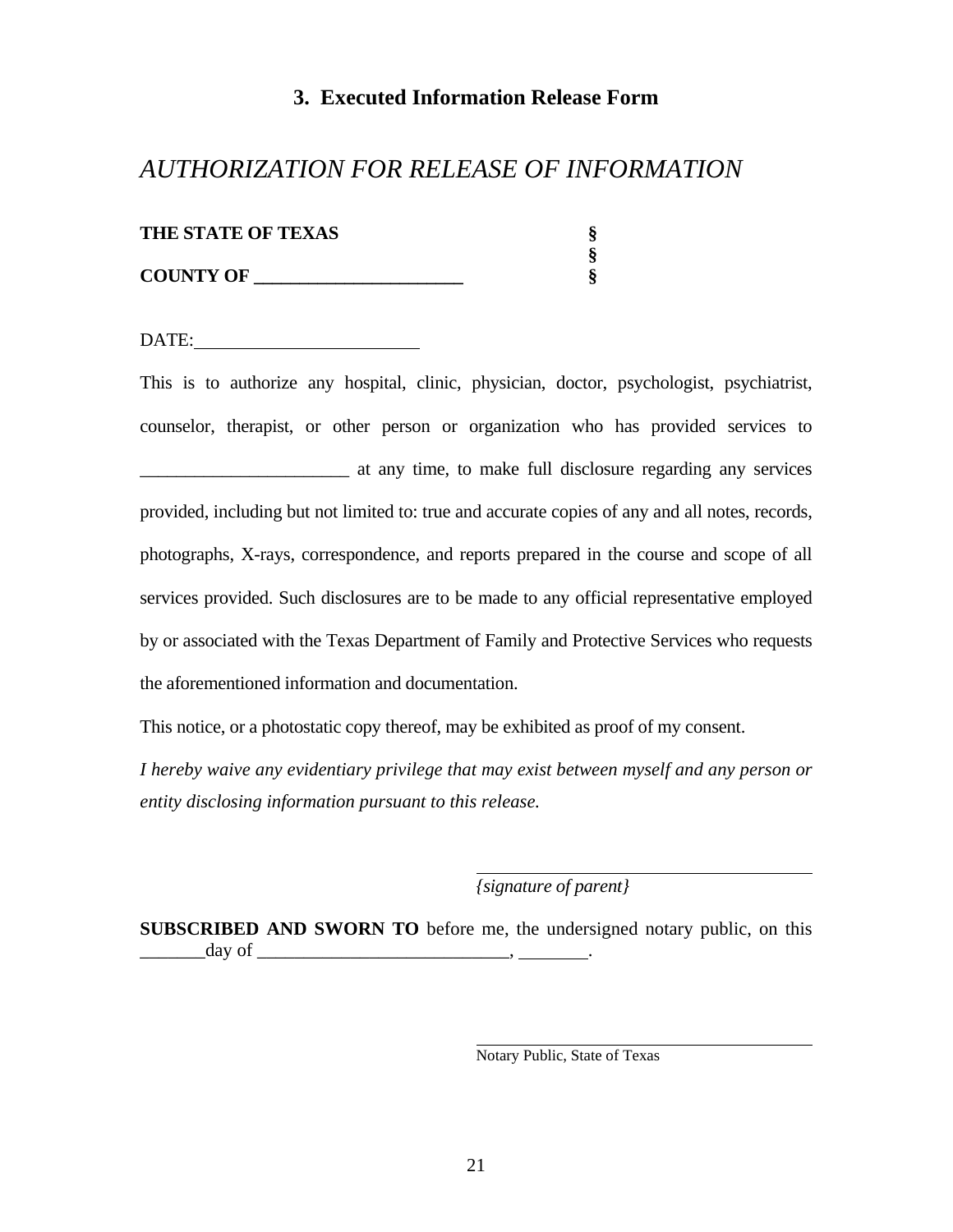### 3. Executed Information Release Form

## *AUTHORIZATION FOR RELEASE OF INFORMATION*

| | |
|---|---|
| **THE STATE OF TEXAS** | **§** |
| | **§** |
| **COUNTY OF \_\_\_\_\_\_\_\_\_\_\_\_\_\_\_\_\_\_\_\_\_\_\_** | **§** |

DATE:\_\_\_\_\_\_\_\_\_\_\_\_\_\_\_\_\_\_\_\_\_\_\_\_

This is to authorize any hospital, clinic, physician, doctor, psychologist, psychiatrist, counselor, therapist, or other person or organization who has provided services to \_\_\_\_\_\_\_\_\_\_\_\_\_\_\_\_\_\_\_\_\_\_\_ at any time, to make full disclosure regarding any services provided, including but not limited to: true and accurate copies of any and all notes, records, photographs, X-rays, correspondence, and reports prepared in the course and scope of all services provided. Such disclosures are to be made to any official representative employed by or associated with the Texas Department of Family and Protective Services who requests the aforementioned information and documentation.

This notice, or a photostatic copy thereof, may be exhibited as proof of my consent.

*I hereby waive any evidentiary privilege that may exist between myself and any person or entity disclosing information pursuant to this release.*

\_\_\_\_\_\_\_\_\_\_\_\_\_\_\_\_\_\_\_\_\_\_\_\_\_\_\_\_\_\_\_\_\_\_\_\_\_\_\_
*{signature of parent}*

**SUBSCRIBED AND SWORN TO** before me, the undersigned notary public, on this \_\_\_\_\_\_\_day of \_\_\_\_\_\_\_\_\_\_\_\_\_\_\_\_\_\_\_\_\_\_\_\_\_\_\_\_, \_\_\_\_\_\_\_\_.

\_\_\_\_\_\_\_\_\_\_\_\_\_\_\_\_\_\_\_\_\_\_\_\_\_\_\_\_\_\_\_\_\_\_\_\_\_\_\_
Notary Public, State of Texas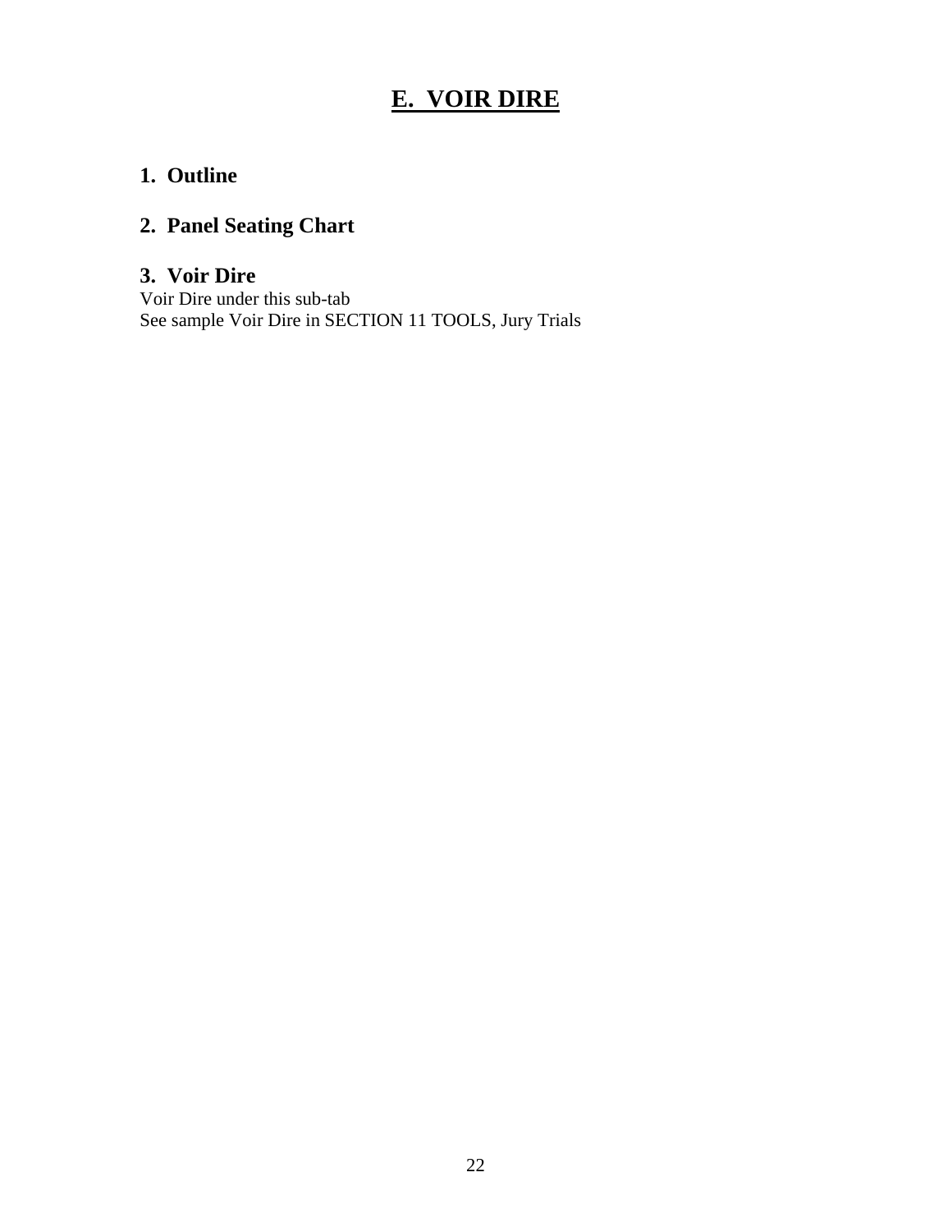# E. VOIR DIRE

## 1. Outline

## 2. Panel Seating Chart

## 3. Voir Dire

Voir Dire under this sub-tab
See sample Voir Dire in SECTION 11 TOOLS, Jury Trials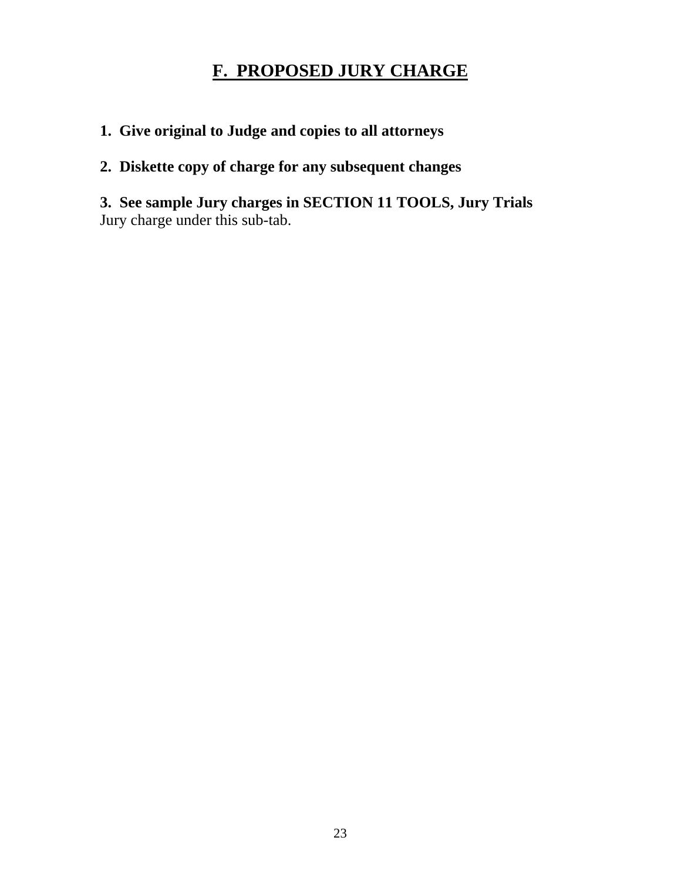# F. PROPOSED JURY CHARGE

**1. Give original to Judge and copies to all attorneys**

**2. Diskette copy of charge for any subsequent changes**

**3. See sample Jury charges in SECTION 11 TOOLS, Jury Trials**
Jury charge under this sub-tab.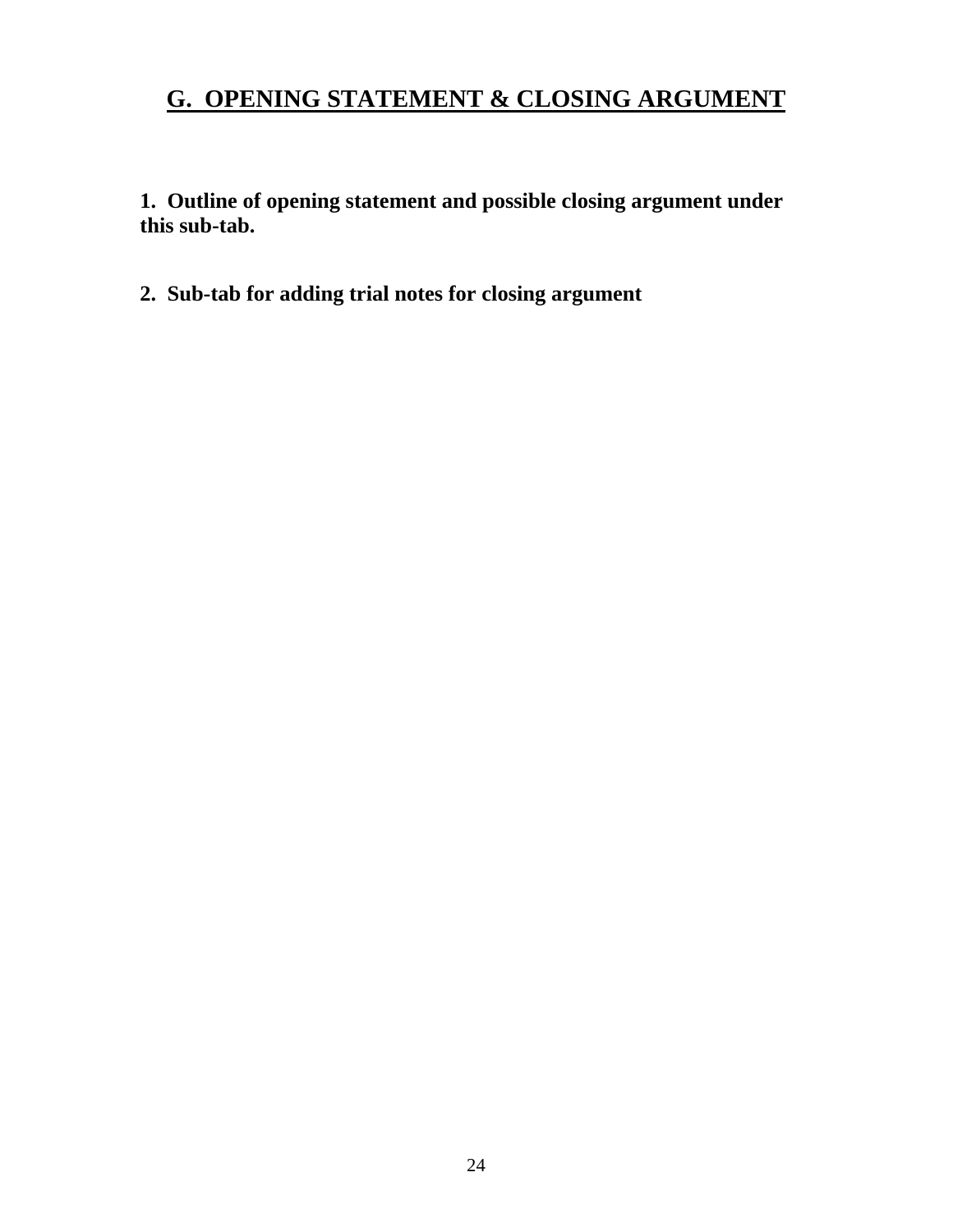## G. OPENING STATEMENT & CLOSING ARGUMENT

**1. Outline of opening statement and possible closing argument under this sub-tab.**

**2. Sub-tab for adding trial notes for closing argument**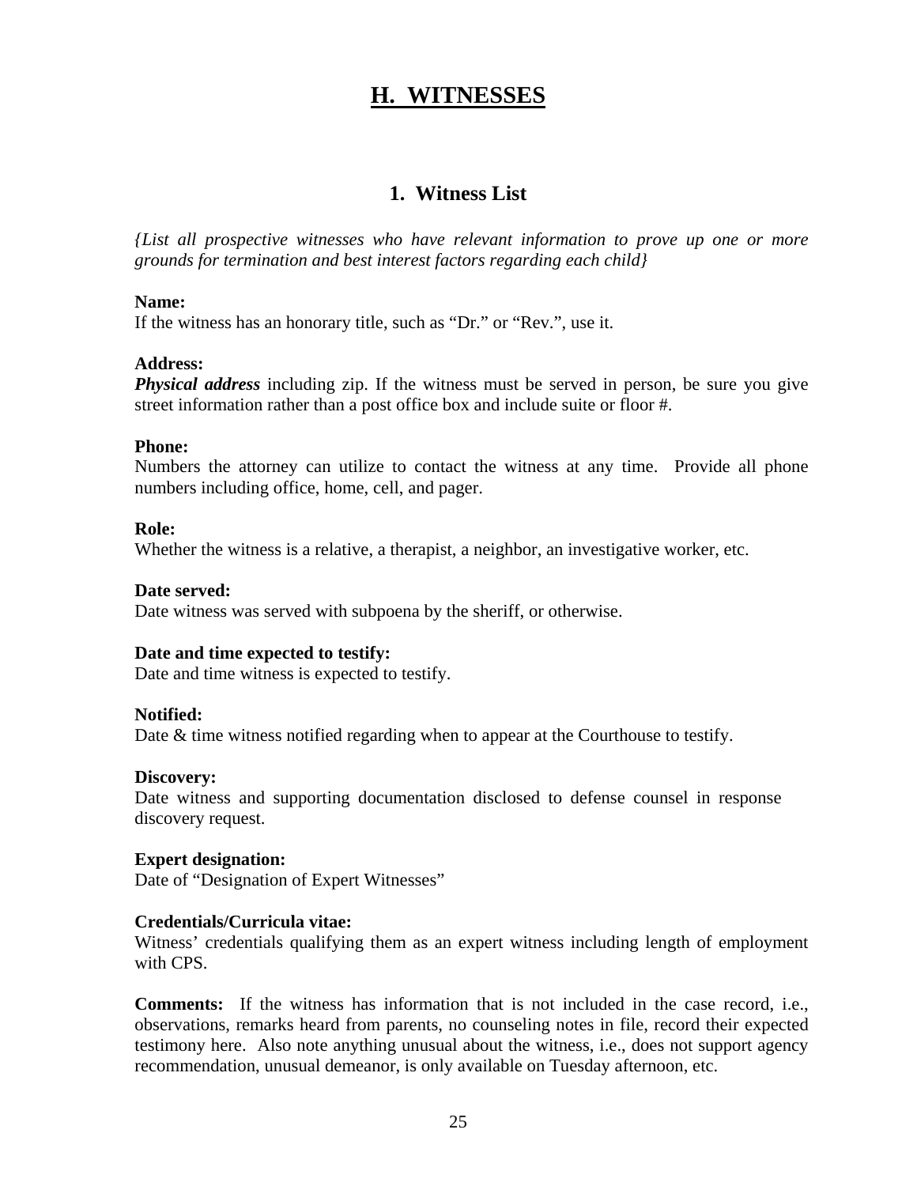# H. WITNESSES

## 1. Witness List

*{List all prospective witnesses who have relevant information to prove up one or more grounds for termination and best interest factors regarding each child}*

**Name:**
If the witness has an honorary title, such as "Dr." or "Rev.", use it.

**Address:**
***Physical address*** including zip. If the witness must be served in person, be sure you give street information rather than a post office box and include suite or floor #.

**Phone:**
Numbers the attorney can utilize to contact the witness at any time. Provide all phone numbers including office, home, cell, and pager.

**Role:**
Whether the witness is a relative, a therapist, a neighbor, an investigative worker, etc.

**Date served:**
Date witness was served with subpoena by the sheriff, or otherwise.

**Date and time expected to testify:**
Date and time witness is expected to testify.

**Notified:**
Date & time witness notified regarding when to appear at the Courthouse to testify.

**Discovery:**
Date witness and supporting documentation disclosed to defense counsel in response discovery request.

**Expert designation:**
Date of "Designation of Expert Witnesses"

**Credentials/Curricula vitae:**
Witness' credentials qualifying them as an expert witness including length of employment with CPS.

**Comments:** If the witness has information that is not included in the case record, i.e., observations, remarks heard from parents, no counseling notes in file, record their expected testimony here. Also note anything unusual about the witness, i.e., does not support agency recommendation, unusual demeanor, is only available on Tuesday afternoon, etc.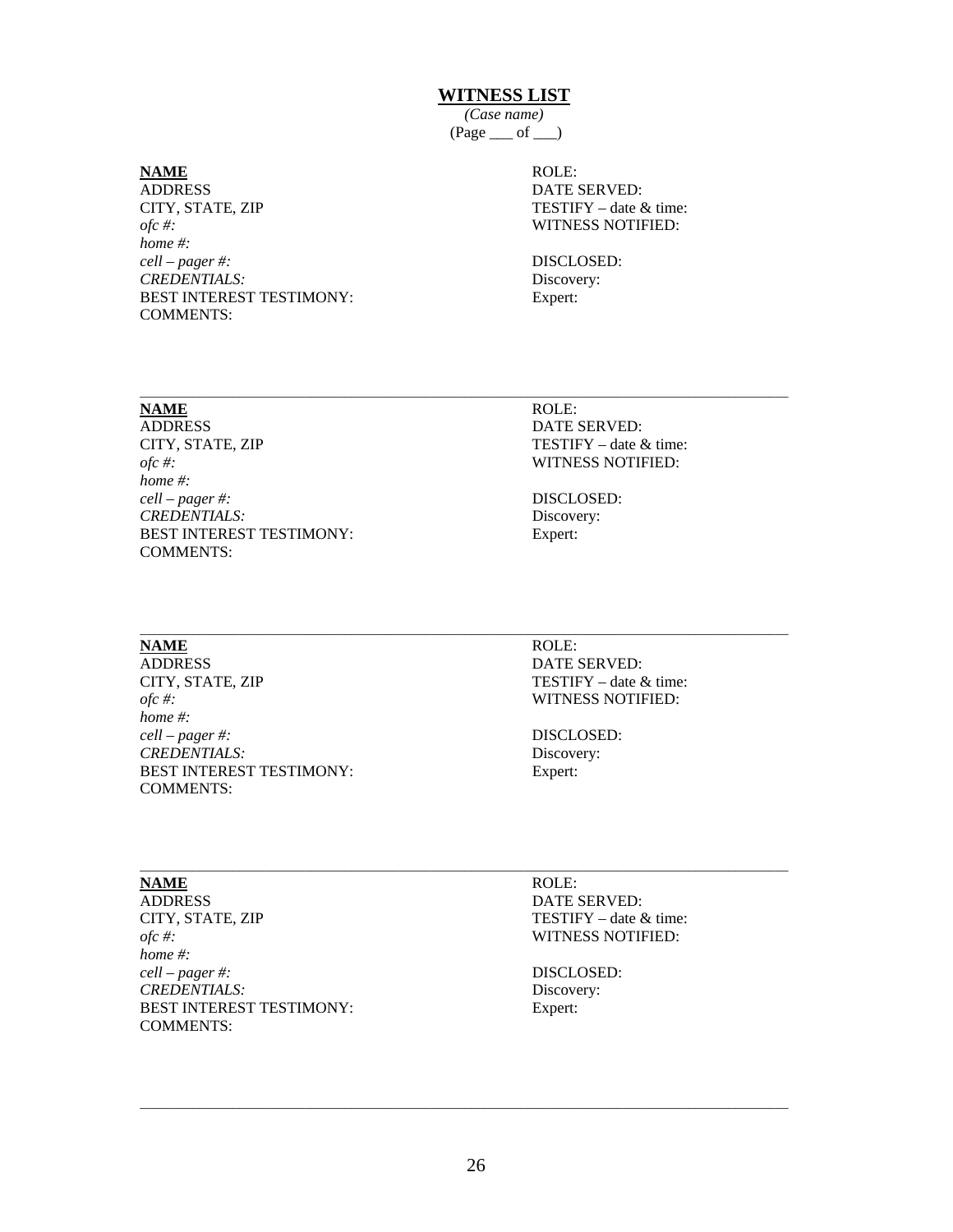# WITNESS LIST

*(Case name)*

(Page ___ of ___)

**NAME**
ADDRESS
CITY, STATE, ZIP
*ofc #:*
*home #:*
*cell – pager #:*
*CREDENTIALS:*
BEST INTEREST TESTIMONY:
COMMENTS:

ROLE:
DATE SERVED:
TESTIFY – date & time:
WITNESS NOTIFIED:

DISCLOSED:
Discovery:
Expert:

---

**NAME**
ADDRESS
CITY, STATE, ZIP
*ofc #:*
*home #:*
*cell – pager #:*
*CREDENTIALS:*
BEST INTEREST TESTIMONY:
COMMENTS:

ROLE:
DATE SERVED:
TESTIFY – date & time:
WITNESS NOTIFIED:

DISCLOSED:
Discovery:
Expert:

---

**NAME**
ADDRESS
CITY, STATE, ZIP
*ofc #:*
*home #:*
*cell – pager #:*
*CREDENTIALS:*
BEST INTEREST TESTIMONY:
COMMENTS:

ROLE:
DATE SERVED:
TESTIFY – date & time:
WITNESS NOTIFIED:

DISCLOSED:
Discovery:
Expert:

---

**NAME**
ADDRESS
CITY, STATE, ZIP
*ofc #:*
*home #:*
*cell – pager #:*
*CREDENTIALS:*
BEST INTEREST TESTIMONY:
COMMENTS:

ROLE:
DATE SERVED:
TESTIFY – date & time:
WITNESS NOTIFIED:

DISCLOSED:
Discovery:
Expert:

---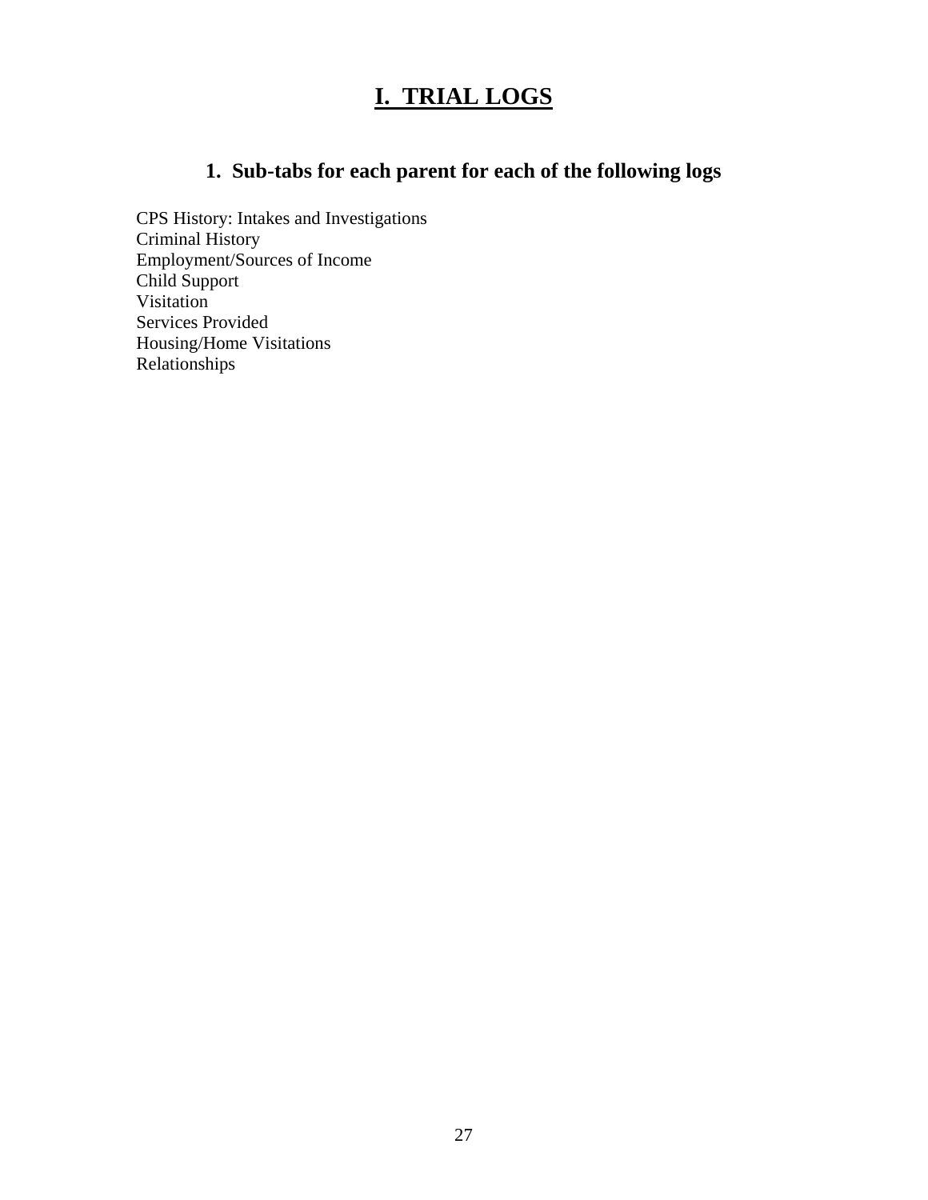# I. TRIAL LOGS

## 1. Sub-tabs for each parent for each of the following logs

CPS History: Intakes and Investigations
Criminal History
Employment/Sources of Income
Child Support
Visitation
Services Provided
Housing/Home Visitations
Relationships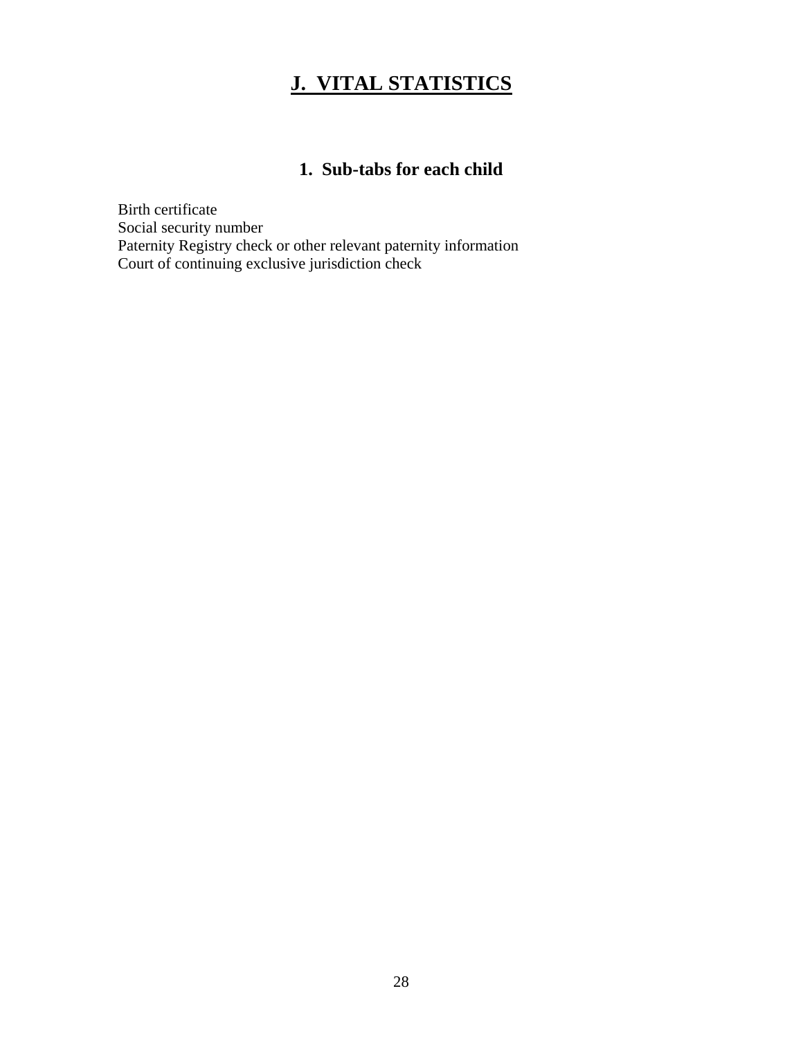# J. VITAL STATISTICS

## 1. Sub-tabs for each child

Birth certificate
Social security number
Paternity Registry check or other relevant paternity information
Court of continuing exclusive jurisdiction check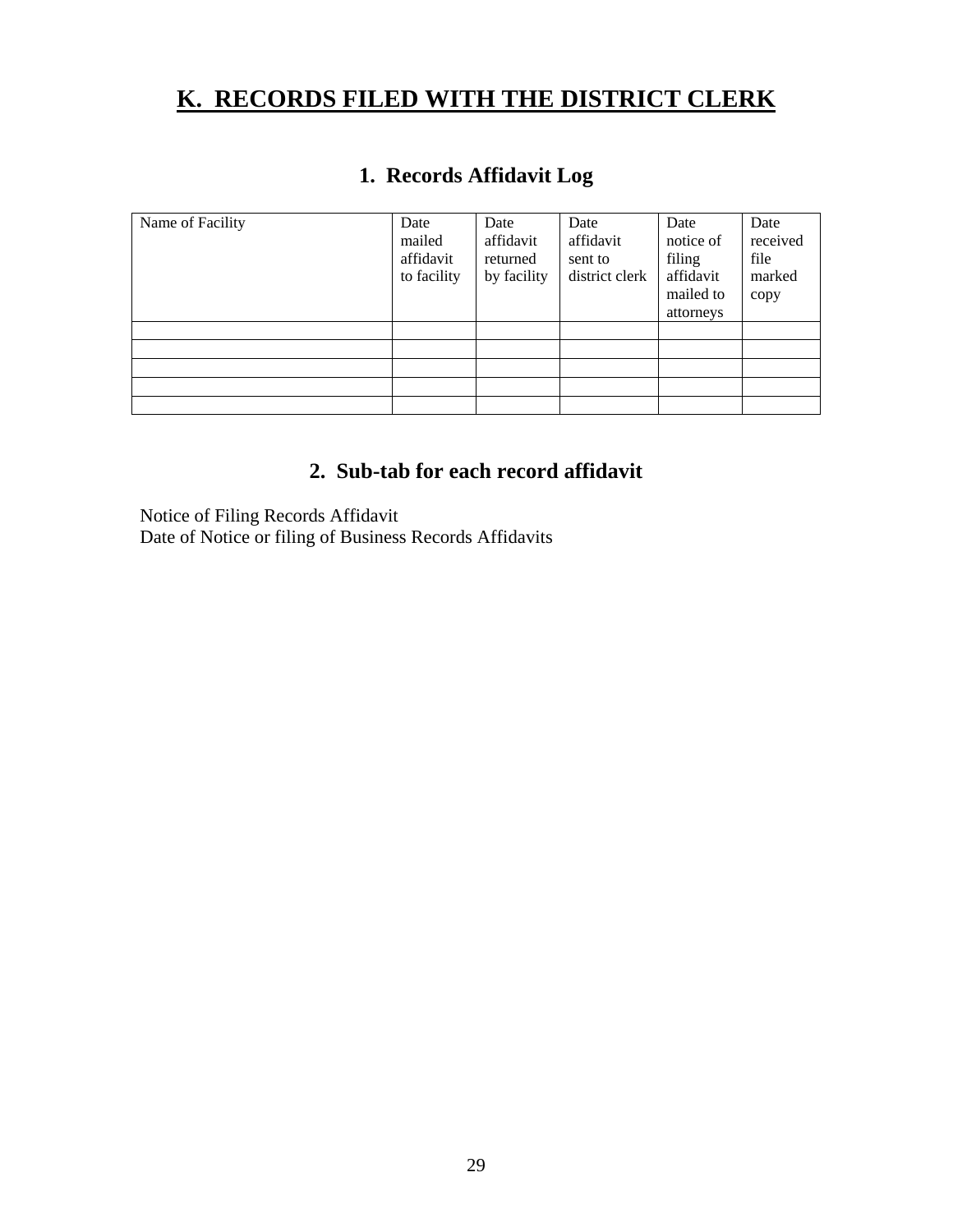# K. RECORDS FILED WITH THE DISTRICT CLERK

## 1. Records Affidavit Log

| Name of Facility | Date mailed affidavit to facility | Date affidavit returned by facility | Date affidavit sent to district clerk | Date notice of filing affidavit mailed to attorneys | Date received file marked copy |
|---|---|---|---|---|---|
| | | | | | |
| | | | | | |
| | | | | | |
| | | | | | |
| | | | | | |

## 2. Sub-tab for each record affidavit

Notice of Filing Records Affidavit
Date of Notice or filing of Business Records Affidavits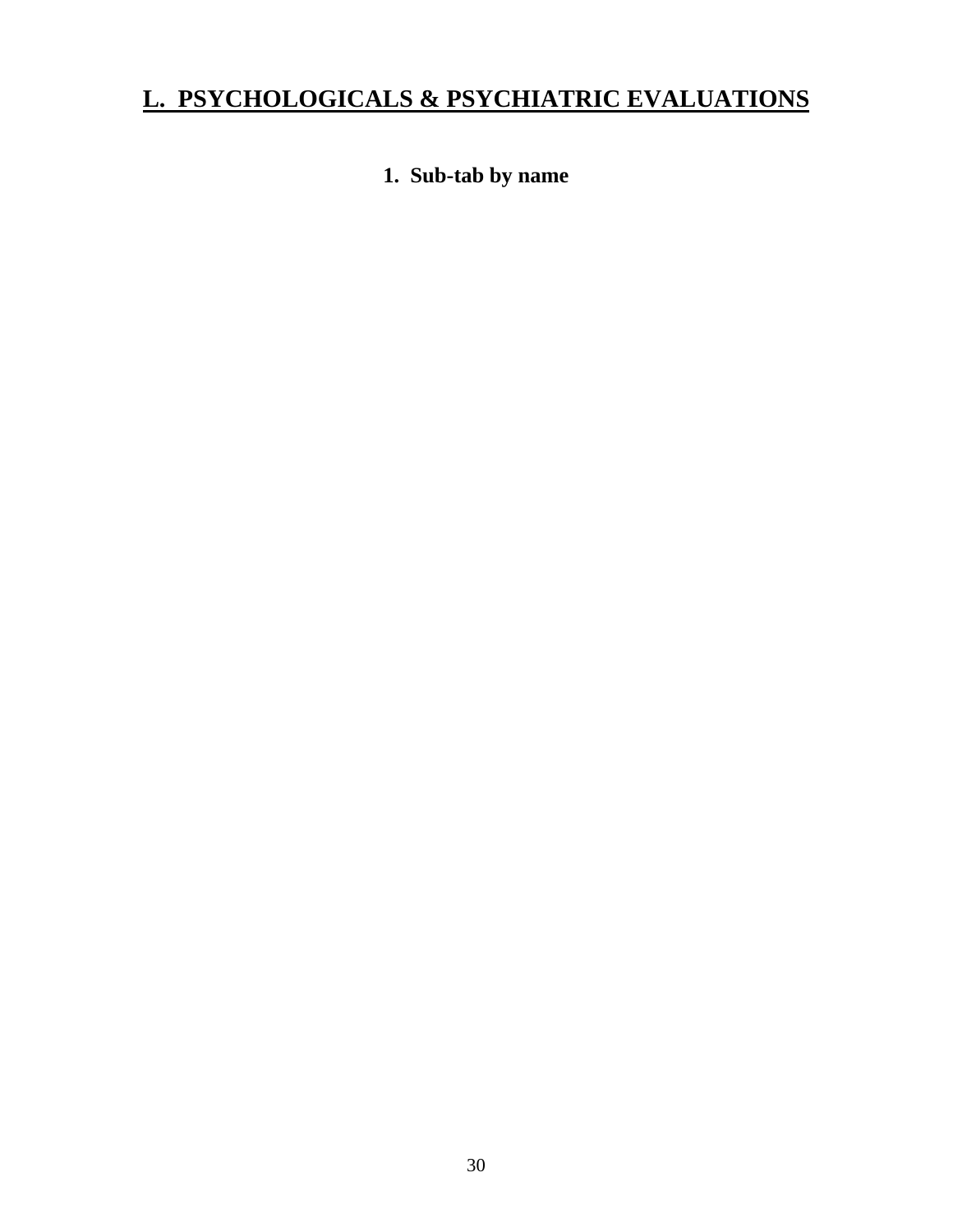# L. PSYCHOLOGICALS & PSYCHIATRIC EVALUATIONS

**1. Sub-tab by name**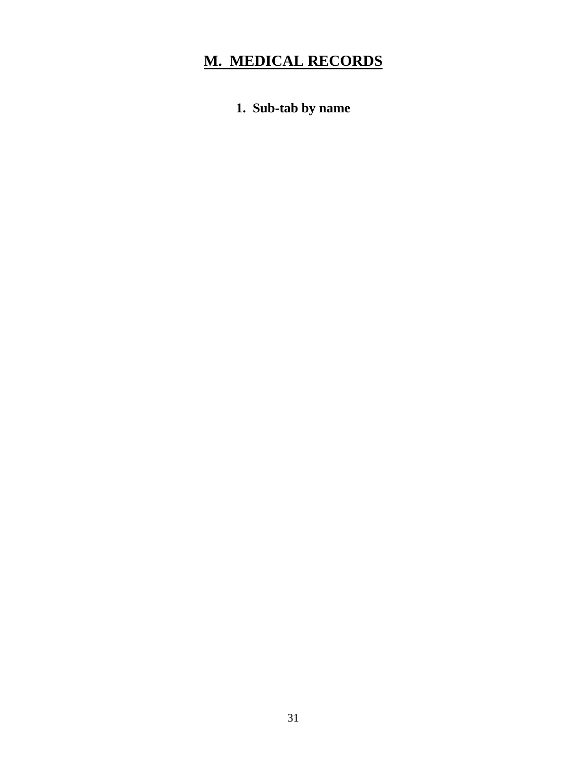# M. MEDICAL RECORDS

**1. Sub-tab by name**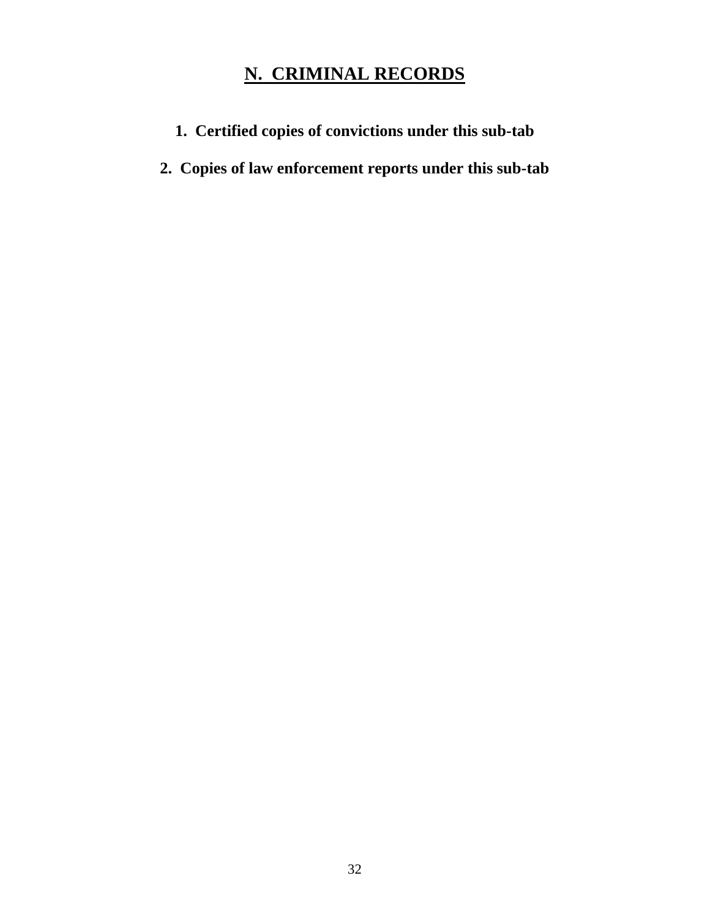# N. CRIMINAL RECORDS

1. **Certified copies of convictions under this sub-tab**
2. **Copies of law enforcement reports under this sub-tab**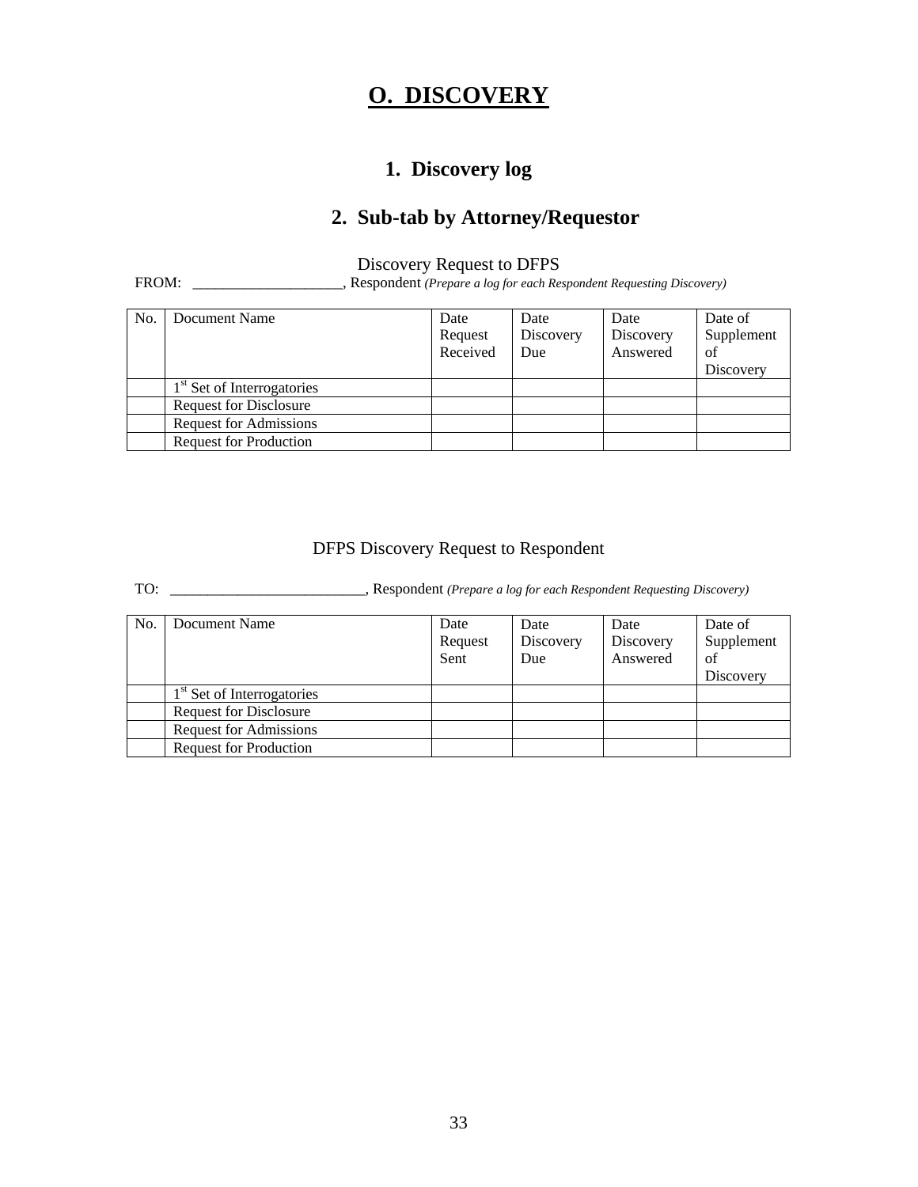# O. DISCOVERY

## 1. Discovery log

## 2. Sub-tab by Attorney/Requestor

Discovery Request to DFPS

FROM: ____________________, Respondent *(Prepare a log for each Respondent Requesting Discovery)*

| No. | Document Name | Date Request Received | Date Discovery Due | Date Discovery Answered | Date of Supplement of Discovery |
|---|---|---|---|---|---|
| | 1st Set of Interrogatories | | | | |
| | Request for Disclosure | | | | |
| | Request for Admissions | | | | |
| | Request for Production | | | | |

DFPS Discovery Request to Respondent

TO: __________________________, Respondent *(Prepare a log for each Respondent Requesting Discovery)*

| No. | Document Name | Date Request Sent | Date Discovery Due | Date Discovery Answered | Date of Supplement of Discovery |
|---|---|---|---|---|---|
| | 1st Set of Interrogatories | | | | |
| | Request for Disclosure | | | | |
| | Request for Admissions | | | | |
| | Request for Production | | | | |